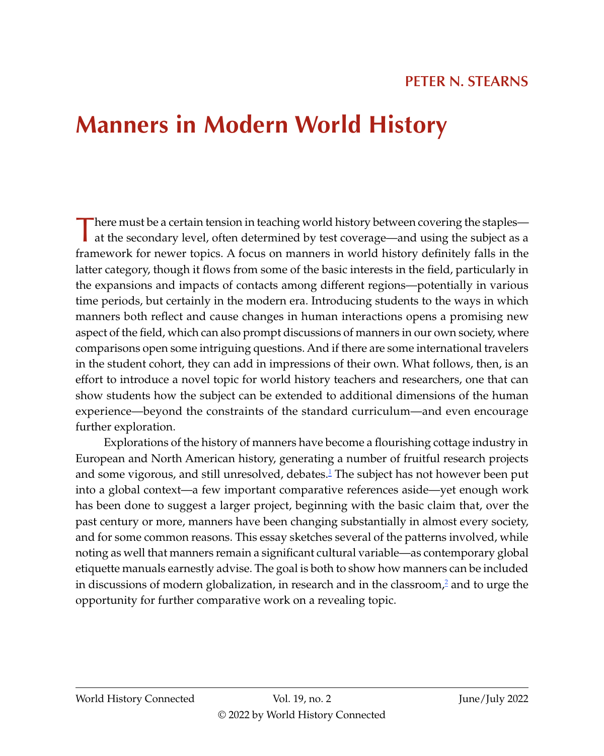PETER N. STEARNS

# Manners in Modern World History

There must be a certain tension in teaching world history between covering the staples—at the secondary level, often determined by test coverage—and using the subject as a framework for newer topics. A focus on manners in world history definitely falls in the latter category, though it flows from some of the basic interests in the field, particularly in the expansions and impacts of contacts among different regions—potentially in various time periods, but certainly in the modern era. Introducing students to the ways in which manners both reflect and cause changes in human interactions opens a promising new aspect of the field, which can also prompt discussions of manners in our own society, where comparisons open some intriguing questions. And if there are some international travelers in the student cohort, they can add in impressions of their own. What follows, then, is an effort to introduce a novel topic for world history teachers and researchers, one that can show students how the subject can be extended to additional dimensions of the human experience—beyond the constraints of the standard curriculum—and even encourage further exploration.

Explorations of the history of manners have become a flourishing cottage industry in European and North American history, generating a number of fruitful research projects and some vigorous, and still unresolved, debates.[1] The subject has not however been put into a global context—a few important comparative references aside—yet enough work has been done to suggest a larger project, beginning with the basic claim that, over the past century or more, manners have been changing substantially in almost every society, and for some common reasons. This essay sketches several of the patterns involved, while noting as well that manners remain a significant cultural variable—as contemporary global etiquette manuals earnestly advise. The goal is both to show how manners can be included in discussions of modern globalization, in research and in the classroom,[2] and to urge the opportunity for further comparative work on a revealing topic.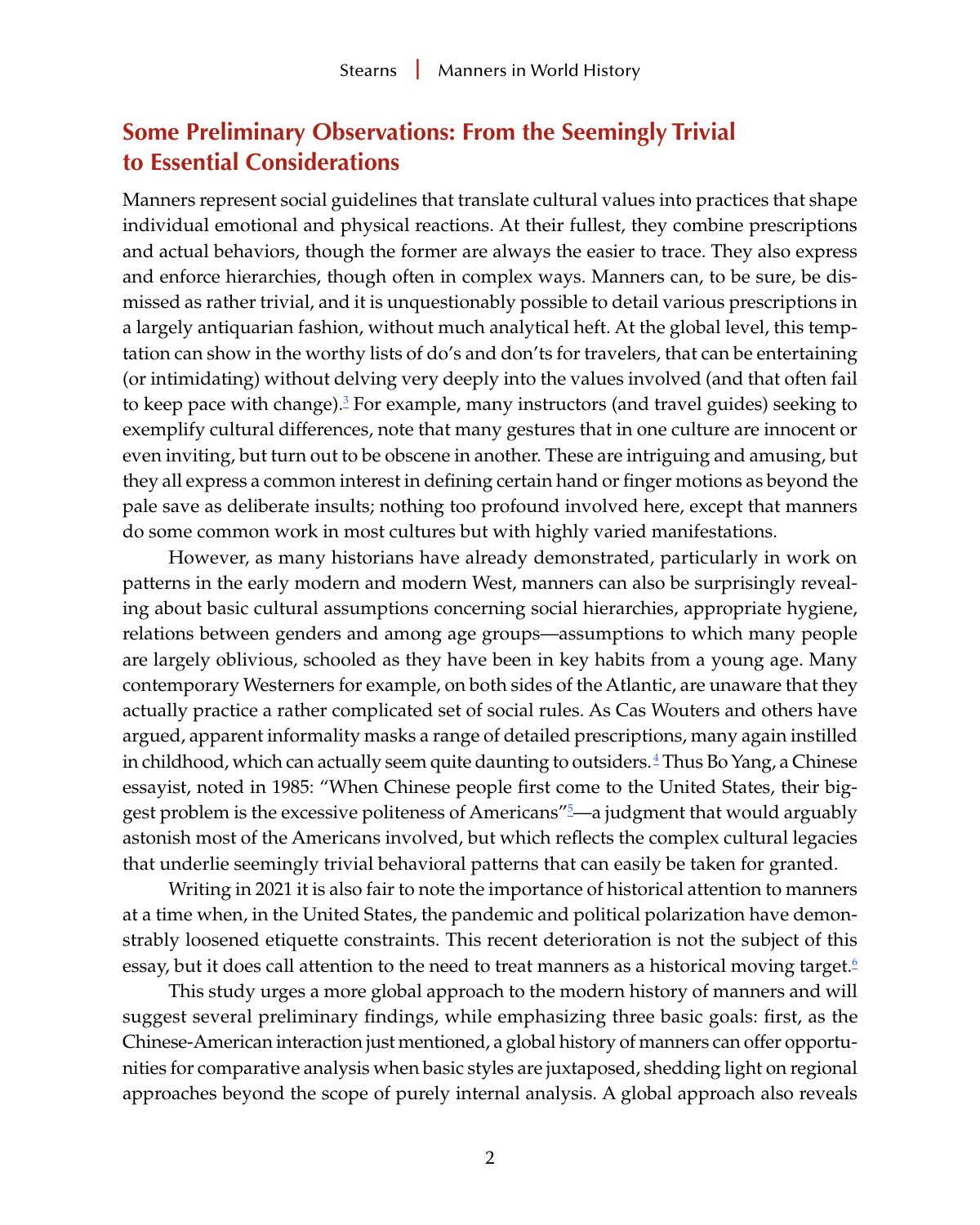## Some Preliminary Observations: From the Seemingly Trivial to Essential Considerations

Manners represent social guidelines that translate cultural values into practices that shape individual emotional and physical reactions. At their fullest, they combine prescriptions and actual behaviors, though the former are always the easier to trace. They also express and enforce hierarchies, though often in complex ways. Manners can, to be sure, be dismissed as rather trivial, and it is unquestionably possible to detail various prescriptions in a largely antiquarian fashion, without much analytical heft. At the global level, this temptation can show in the worthy lists of do's and don'ts for travelers, that can be entertaining (or intimidating) without delving very deeply into the values involved (and that often fail to keep pace with change).[3] For example, many instructors (and travel guides) seeking to exemplify cultural differences, note that many gestures that in one culture are innocent or even inviting, but turn out to be obscene in another. These are intriguing and amusing, but they all express a common interest in defining certain hand or finger motions as beyond the pale save as deliberate insults; nothing too profound involved here, except that manners do some common work in most cultures but with highly varied manifestations.

However, as many historians have already demonstrated, particularly in work on patterns in the early modern and modern West, manners can also be surprisingly revealing about basic cultural assumptions concerning social hierarchies, appropriate hygiene, relations between genders and among age groups—assumptions to which many people are largely oblivious, schooled as they have been in key habits from a young age. Many contemporary Westerners for example, on both sides of the Atlantic, are unaware that they actually practice a rather complicated set of social rules. As Cas Wouters and others have argued, apparent informality masks a range of detailed prescriptions, many again instilled in childhood, which can actually seem quite daunting to outsiders.[4] Thus Bo Yang, a Chinese essayist, noted in 1985: "When Chinese people first come to the United States, their biggest problem is the excessive politeness of Americans"[5]—a judgment that would arguably astonish most of the Americans involved, but which reflects the complex cultural legacies that underlie seemingly trivial behavioral patterns that can easily be taken for granted.

Writing in 2021 it is also fair to note the importance of historical attention to manners at a time when, in the United States, the pandemic and political polarization have demonstrably loosened etiquette constraints. This recent deterioration is not the subject of this essay, but it does call attention to the need to treat manners as a historical moving target.[6]

This study urges a more global approach to the modern history of manners and will suggest several preliminary findings, while emphasizing three basic goals: first, as the Chinese-American interaction just mentioned, a global history of manners can offer opportunities for comparative analysis when basic styles are juxtaposed, shedding light on regional approaches beyond the scope of purely internal analysis. A global approach also reveals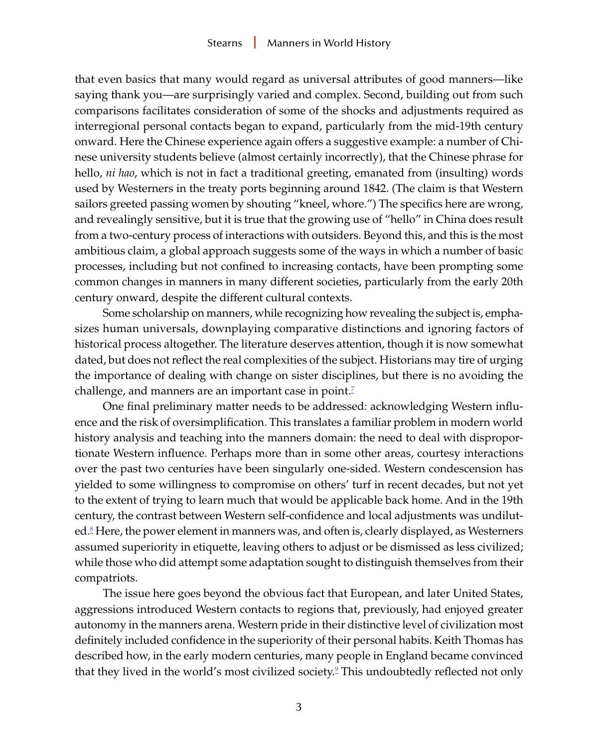that even basics that many would regard as universal attributes of good manners—like saying thank you—are surprisingly varied and complex. Second, building out from such comparisons facilitates consideration of some of the shocks and adjustments required as interregional personal contacts began to expand, particularly from the mid-19th century onward. Here the Chinese experience again offers a suggestive example: a number of Chinese university students believe (almost certainly incorrectly), that the Chinese phrase for hello, *ni hao*, which is not in fact a traditional greeting, emanated from (insulting) words used by Westerners in the treaty ports beginning around 1842. (The claim is that Western sailors greeted passing women by shouting "kneel, whore.") The specifics here are wrong, and revealingly sensitive, but it is true that the growing use of "hello" in China does result from a two-century process of interactions with outsiders. Beyond this, and this is the most ambitious claim, a global approach suggests some of the ways in which a number of basic processes, including but not confined to increasing contacts, have been prompting some common changes in manners in many different societies, particularly from the early 20th century onward, despite the different cultural contexts.

Some scholarship on manners, while recognizing how revealing the subject is, emphasizes human universals, downplaying comparative distinctions and ignoring factors of historical process altogether. The literature deserves attention, though it is now somewhat dated, but does not reflect the real complexities of the subject. Historians may tire of urging the importance of dealing with change on sister disciplines, but there is no avoiding the challenge, and manners are an important case in point.[7]

One final preliminary matter needs to be addressed: acknowledging Western influence and the risk of oversimplification. This translates a familiar problem in modern world history analysis and teaching into the manners domain: the need to deal with disproportionate Western influence. Perhaps more than in some other areas, courtesy interactions over the past two centuries have been singularly one-sided. Western condescension has yielded to some willingness to compromise on others' turf in recent decades, but not yet to the extent of trying to learn much that would be applicable back home. And in the 19th century, the contrast between Western self-confidence and local adjustments was undiluted.[8] Here, the power element in manners was, and often is, clearly displayed, as Westerners assumed superiority in etiquette, leaving others to adjust or be dismissed as less civilized; while those who did attempt some adaptation sought to distinguish themselves from their compatriots.

The issue here goes beyond the obvious fact that European, and later United States, aggressions introduced Western contacts to regions that, previously, had enjoyed greater autonomy in the manners arena. Western pride in their distinctive level of civilization most definitely included confidence in the superiority of their personal habits. Keith Thomas has described how, in the early modern centuries, many people in England became convinced that they lived in the world's most civilized society.[9] This undoubtedly reflected not only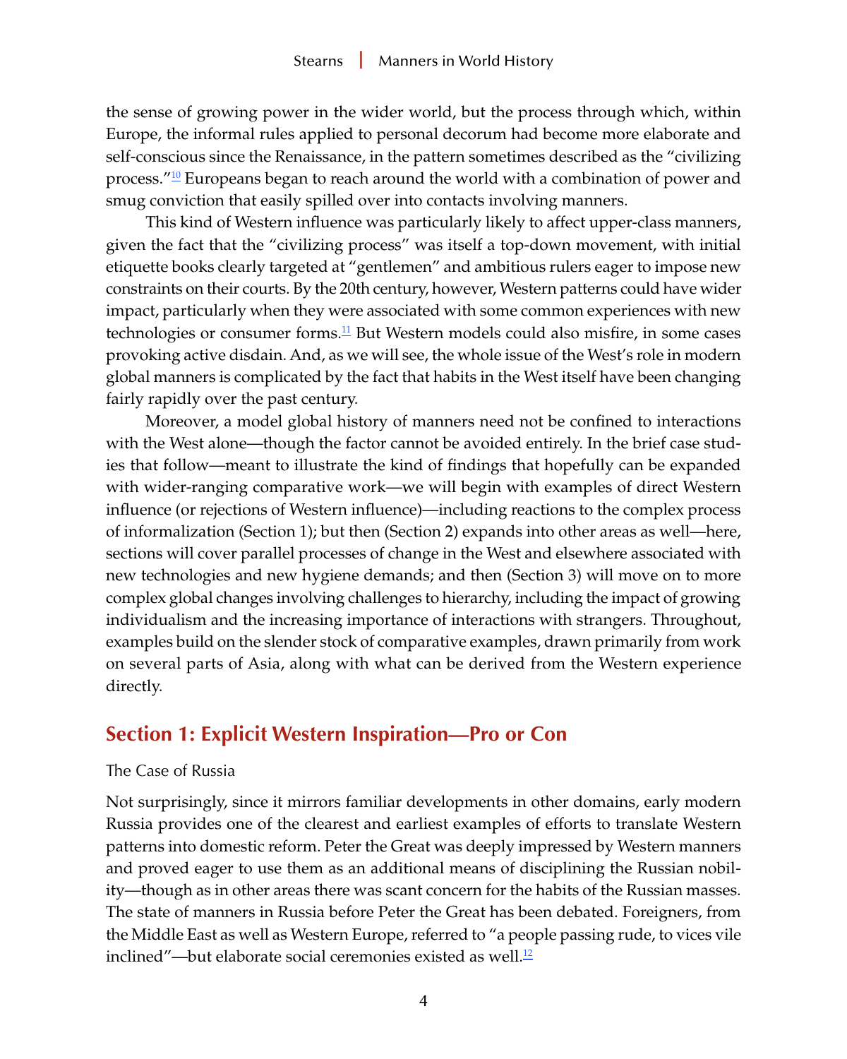the sense of growing power in the wider world, but the process through which, within Europe, the informal rules applied to personal decorum had become more elaborate and self-conscious since the Renaissance, in the pattern sometimes described as the "civilizing process."[10] Europeans began to reach around the world with a combination of power and smug conviction that easily spilled over into contacts involving manners.

This kind of Western influence was particularly likely to affect upper-class manners, given the fact that the "civilizing process" was itself a top-down movement, with initial etiquette books clearly targeted at "gentlemen" and ambitious rulers eager to impose new constraints on their courts. By the 20th century, however, Western patterns could have wider impact, particularly when they were associated with some common experiences with new technologies or consumer forms.[11] But Western models could also misfire, in some cases provoking active disdain. And, as we will see, the whole issue of the West's role in modern global manners is complicated by the fact that habits in the West itself have been changing fairly rapidly over the past century.

Moreover, a model global history of manners need not be confined to interactions with the West alone—though the factor cannot be avoided entirely. In the brief case studies that follow—meant to illustrate the kind of findings that hopefully can be expanded with wider-ranging comparative work—we will begin with examples of direct Western influence (or rejections of Western influence)—including reactions to the complex process of informalization (Section 1); but then (Section 2) expands into other areas as well—here, sections will cover parallel processes of change in the West and elsewhere associated with new technologies and new hygiene demands; and then (Section 3) will move on to more complex global changes involving challenges to hierarchy, including the impact of growing individualism and the increasing importance of interactions with strangers. Throughout, examples build on the slender stock of comparative examples, drawn primarily from work on several parts of Asia, along with what can be derived from the Western experience directly.

## Section 1: Explicit Western Inspiration—Pro or Con

### The Case of Russia

Not surprisingly, since it mirrors familiar developments in other domains, early modern Russia provides one of the clearest and earliest examples of efforts to translate Western patterns into domestic reform. Peter the Great was deeply impressed by Western manners and proved eager to use them as an additional means of disciplining the Russian nobility—though as in other areas there was scant concern for the habits of the Russian masses. The state of manners in Russia before Peter the Great has been debated. Foreigners, from the Middle East as well as Western Europe, referred to "a people passing rude, to vices vile inclined"—but elaborate social ceremonies existed as well.[12]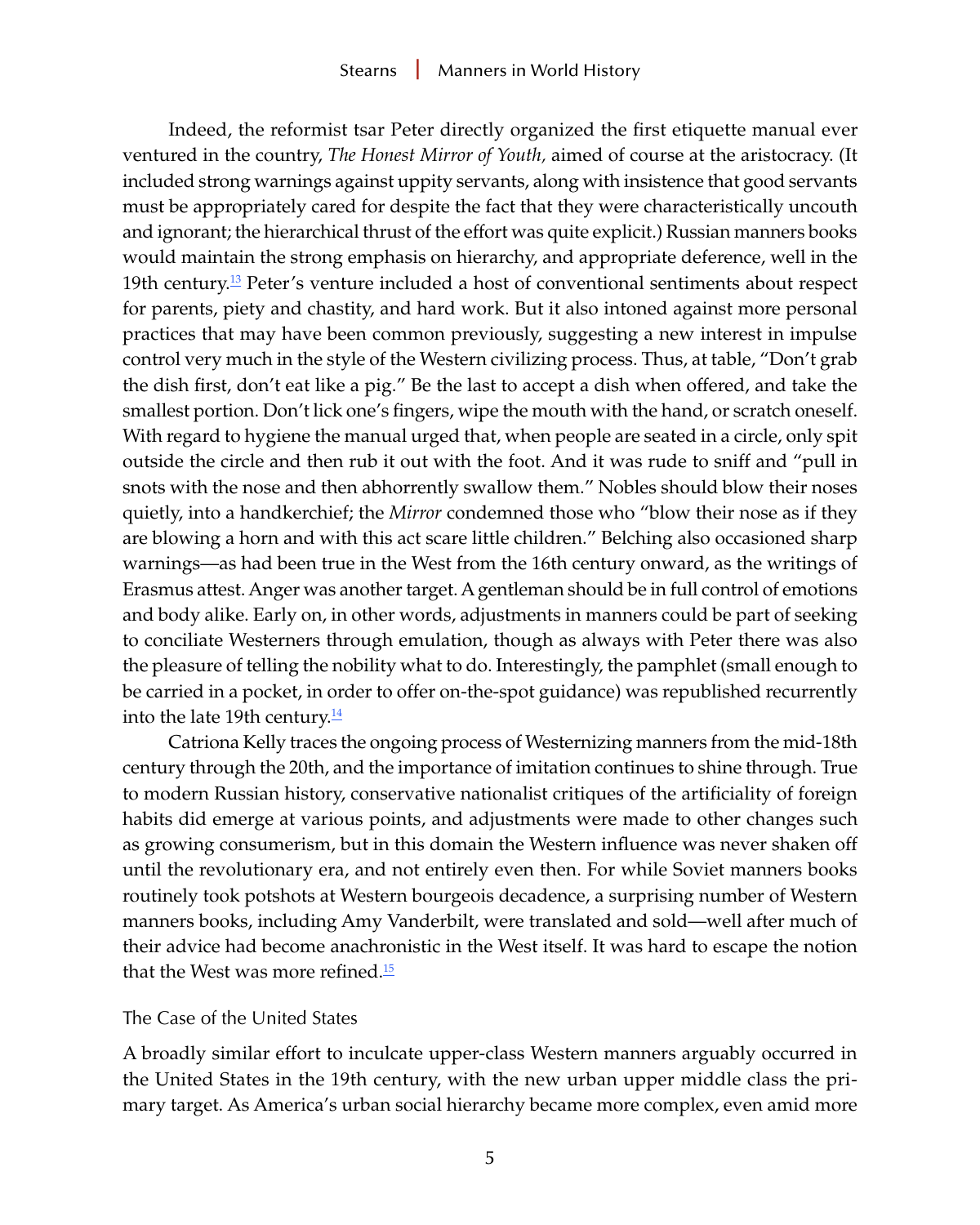Indeed, the reformist tsar Peter directly organized the first etiquette manual ever ventured in the country, *The Honest Mirror of Youth,* aimed of course at the aristocracy. (It included strong warnings against uppity servants, along with insistence that good servants must be appropriately cared for despite the fact that they were characteristically uncouth and ignorant; the hierarchical thrust of the effort was quite explicit.) Russian manners books would maintain the strong emphasis on hierarchy, and appropriate deference, well in the 19th century.[13] Peter's venture included a host of conventional sentiments about respect for parents, piety and chastity, and hard work. But it also intoned against more personal practices that may have been common previously, suggesting a new interest in impulse control very much in the style of the Western civilizing process. Thus, at table, "Don't grab the dish first, don't eat like a pig." Be the last to accept a dish when offered, and take the smallest portion. Don't lick one's fingers, wipe the mouth with the hand, or scratch oneself. With regard to hygiene the manual urged that, when people are seated in a circle, only spit outside the circle and then rub it out with the foot. And it was rude to sniff and "pull in snots with the nose and then abhorrently swallow them." Nobles should blow their noses quietly, into a handkerchief; the *Mirror* condemned those who "blow their nose as if they are blowing a horn and with this act scare little children." Belching also occasioned sharp warnings—as had been true in the West from the 16th century onward, as the writings of Erasmus attest. Anger was another target. A gentleman should be in full control of emotions and body alike. Early on, in other words, adjustments in manners could be part of seeking to conciliate Westerners through emulation, though as always with Peter there was also the pleasure of telling the nobility what to do. Interestingly, the pamphlet (small enough to be carried in a pocket, in order to offer on-the-spot guidance) was republished recurrently into the late 19th century.[14]

Catriona Kelly traces the ongoing process of Westernizing manners from the mid-18th century through the 20th, and the importance of imitation continues to shine through. True to modern Russian history, conservative nationalist critiques of the artificiality of foreign habits did emerge at various points, and adjustments were made to other changes such as growing consumerism, but in this domain the Western influence was never shaken off until the revolutionary era, and not entirely even then. For while Soviet manners books routinely took potshots at Western bourgeois decadence, a surprising number of Western manners books, including Amy Vanderbilt, were translated and sold—well after much of their advice had become anachronistic in the West itself. It was hard to escape the notion that the West was more refined.[15]

### The Case of the United States

A broadly similar effort to inculcate upper-class Western manners arguably occurred in the United States in the 19th century, with the new urban upper middle class the primary target. As America's urban social hierarchy became more complex, even amid more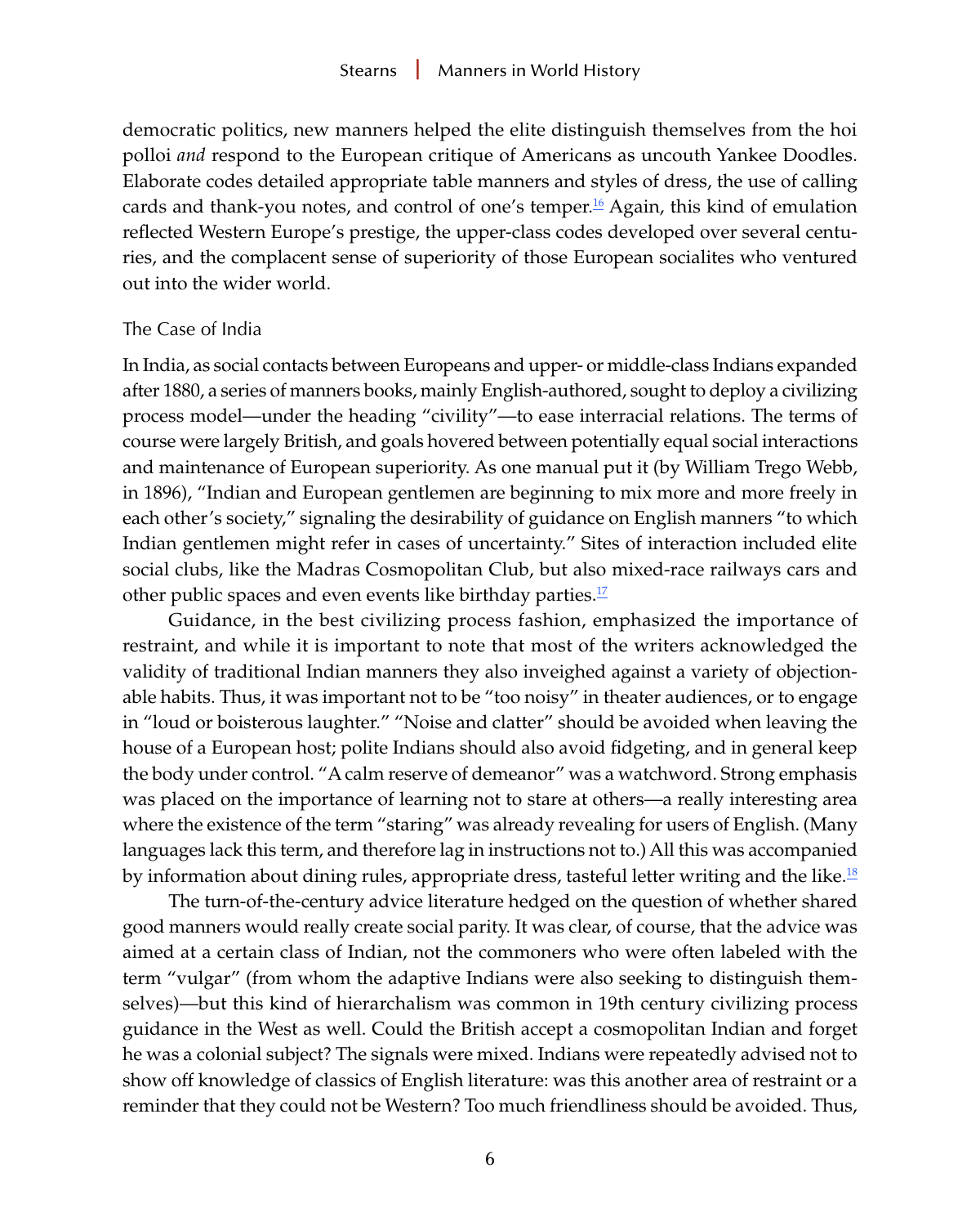democratic politics, new manners helped the elite distinguish themselves from the hoi polloi *and* respond to the European critique of Americans as uncouth Yankee Doodles. Elaborate codes detailed appropriate table manners and styles of dress, the use of calling cards and thank-you notes, and control of one's temper.[16] Again, this kind of emulation reflected Western Europe's prestige, the upper-class codes developed over several centuries, and the complacent sense of superiority of those European socialites who ventured out into the wider world.

## The Case of India

In India, as social contacts between Europeans and upper- or middle-class Indians expanded after 1880, a series of manners books, mainly English-authored, sought to deploy a civilizing process model—under the heading "civility"—to ease interracial relations. The terms of course were largely British, and goals hovered between potentially equal social interactions and maintenance of European superiority. As one manual put it (by William Trego Webb, in 1896), "Indian and European gentlemen are beginning to mix more and more freely in each other's society," signaling the desirability of guidance on English manners "to which Indian gentlemen might refer in cases of uncertainty." Sites of interaction included elite social clubs, like the Madras Cosmopolitan Club, but also mixed-race railways cars and other public spaces and even events like birthday parties.[17]

Guidance, in the best civilizing process fashion, emphasized the importance of restraint, and while it is important to note that most of the writers acknowledged the validity of traditional Indian manners they also inveighed against a variety of objectionable habits. Thus, it was important not to be "too noisy" in theater audiences, or to engage in "loud or boisterous laughter." "Noise and clatter" should be avoided when leaving the house of a European host; polite Indians should also avoid fidgeting, and in general keep the body under control. "A calm reserve of demeanor" was a watchword. Strong emphasis was placed on the importance of learning not to stare at others—a really interesting area where the existence of the term "staring" was already revealing for users of English. (Many languages lack this term, and therefore lag in instructions not to.) All this was accompanied by information about dining rules, appropriate dress, tasteful letter writing and the like.[18]

The turn-of-the-century advice literature hedged on the question of whether shared good manners would really create social parity. It was clear, of course, that the advice was aimed at a certain class of Indian, not the commoners who were often labeled with the term "vulgar" (from whom the adaptive Indians were also seeking to distinguish themselves)—but this kind of hierarchalism was common in 19th century civilizing process guidance in the West as well. Could the British accept a cosmopolitan Indian and forget he was a colonial subject? The signals were mixed. Indians were repeatedly advised not to show off knowledge of classics of English literature: was this another area of restraint or a reminder that they could not be Western? Too much friendliness should be avoided. Thus,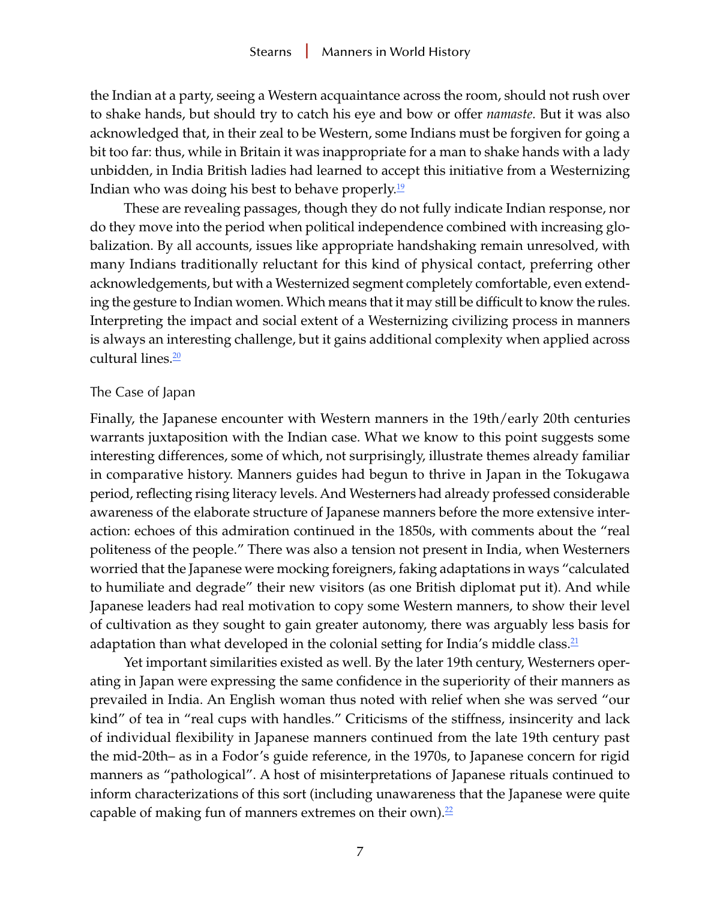the Indian at a party, seeing a Western acquaintance across the room, should not rush over to shake hands, but should try to catch his eye and bow or offer *namaste.* But it was also acknowledged that, in their zeal to be Western, some Indians must be forgiven for going a bit too far: thus, while in Britain it was inappropriate for a man to shake hands with a lady unbidden, in India British ladies had learned to accept this initiative from a Westernizing Indian who was doing his best to behave properly.[19]

These are revealing passages, though they do not fully indicate Indian response, nor do they move into the period when political independence combined with increasing globalization. By all accounts, issues like appropriate handshaking remain unresolved, with many Indians traditionally reluctant for this kind of physical contact, preferring other acknowledgements, but with a Westernized segment completely comfortable, even extending the gesture to Indian women. Which means that it may still be difficult to know the rules. Interpreting the impact and social extent of a Westernizing civilizing process in manners is always an interesting challenge, but it gains additional complexity when applied across cultural lines.[20]

## The Case of Japan

Finally, the Japanese encounter with Western manners in the 19th/early 20th centuries warrants juxtaposition with the Indian case. What we know to this point suggests some interesting differences, some of which, not surprisingly, illustrate themes already familiar in comparative history. Manners guides had begun to thrive in Japan in the Tokugawa period, reflecting rising literacy levels. And Westerners had already professed considerable awareness of the elaborate structure of Japanese manners before the more extensive interaction: echoes of this admiration continued in the 1850s, with comments about the "real politeness of the people." There was also a tension not present in India, when Westerners worried that the Japanese were mocking foreigners, faking adaptations in ways "calculated to humiliate and degrade" their new visitors (as one British diplomat put it). And while Japanese leaders had real motivation to copy some Western manners, to show their level of cultivation as they sought to gain greater autonomy, there was arguably less basis for adaptation than what developed in the colonial setting for India's middle class.[21]

Yet important similarities existed as well. By the later 19th century, Westerners operating in Japan were expressing the same confidence in the superiority of their manners as prevailed in India. An English woman thus noted with relief when she was served "our kind" of tea in "real cups with handles." Criticisms of the stiffness, insincerity and lack of individual flexibility in Japanese manners continued from the late 19th century past the mid-20th– as in a Fodor's guide reference, in the 1970s, to Japanese concern for rigid manners as "pathological". A host of misinterpretations of Japanese rituals continued to inform characterizations of this sort (including unawareness that the Japanese were quite capable of making fun of manners extremes on their own).[22]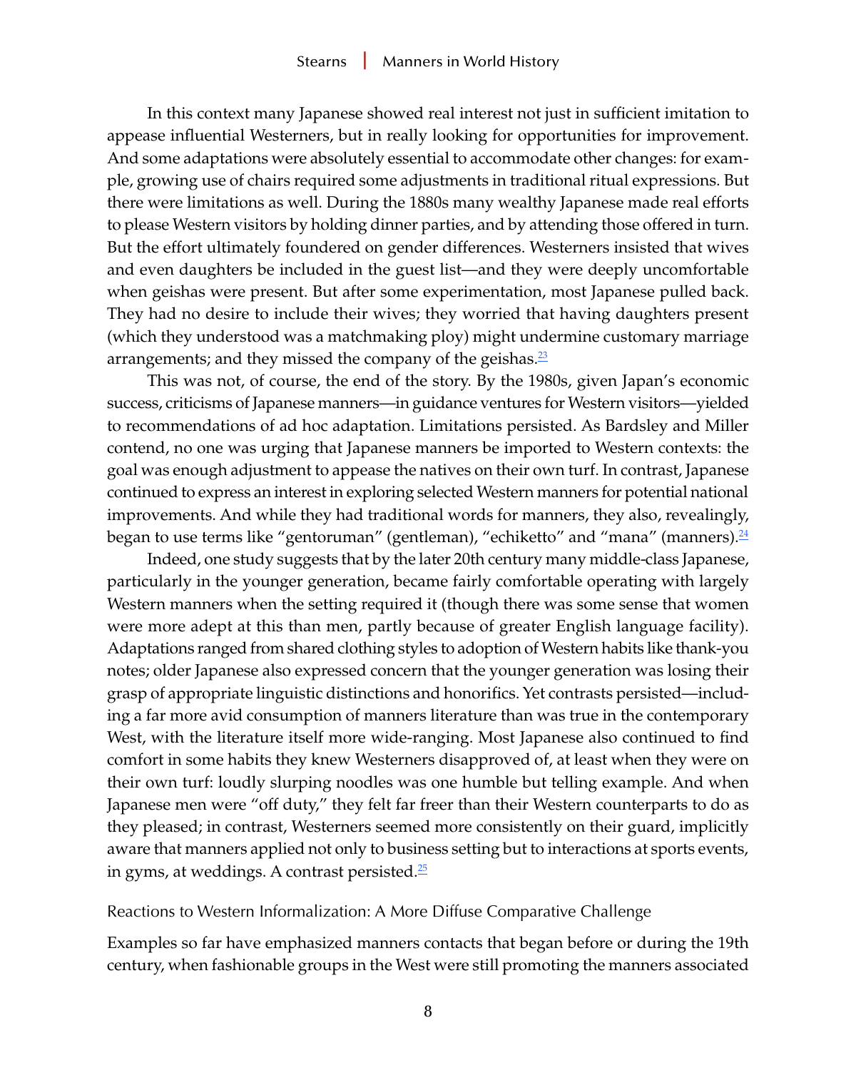In this context many Japanese showed real interest not just in sufficient imitation to appease influential Westerners, but in really looking for opportunities for improvement. And some adaptations were absolutely essential to accommodate other changes: for example, growing use of chairs required some adjustments in traditional ritual expressions. But there were limitations as well. During the 1880s many wealthy Japanese made real efforts to please Western visitors by holding dinner parties, and by attending those offered in turn. But the effort ultimately foundered on gender differences. Westerners insisted that wives and even daughters be included in the guest list—and they were deeply uncomfortable when geishas were present. But after some experimentation, most Japanese pulled back. They had no desire to include their wives; they worried that having daughters present (which they understood was a matchmaking ploy) might undermine customary marriage arrangements; and they missed the company of the geishas.[23]

This was not, of course, the end of the story. By the 1980s, given Japan's economic success, criticisms of Japanese manners—in guidance ventures for Western visitors—yielded to recommendations of ad hoc adaptation. Limitations persisted. As Bardsley and Miller contend, no one was urging that Japanese manners be imported to Western contexts: the goal was enough adjustment to appease the natives on their own turf. In contrast, Japanese continued to express an interest in exploring selected Western manners for potential national improvements. And while they had traditional words for manners, they also, revealingly, began to use terms like "gentoruman" (gentleman), "echiketto" and "mana" (manners).[24]

Indeed, one study suggests that by the later 20th century many middle-class Japanese, particularly in the younger generation, became fairly comfortable operating with largely Western manners when the setting required it (though there was some sense that women were more adept at this than men, partly because of greater English language facility). Adaptations ranged from shared clothing styles to adoption of Western habits like thank-you notes; older Japanese also expressed concern that the younger generation was losing their grasp of appropriate linguistic distinctions and honorifics. Yet contrasts persisted—including a far more avid consumption of manners literature than was true in the contemporary West, with the literature itself more wide-ranging. Most Japanese also continued to find comfort in some habits they knew Westerners disapproved of, at least when they were on their own turf: loudly slurping noodles was one humble but telling example. And when Japanese men were "off duty," they felt far freer than their Western counterparts to do as they pleased; in contrast, Westerners seemed more consistently on their guard, implicitly aware that manners applied not only to business setting but to interactions at sports events, in gyms, at weddings. A contrast persisted.[25]

## Reactions to Western Informalization: A More Diffuse Comparative Challenge

Examples so far have emphasized manners contacts that began before or during the 19th century, when fashionable groups in the West were still promoting the manners associated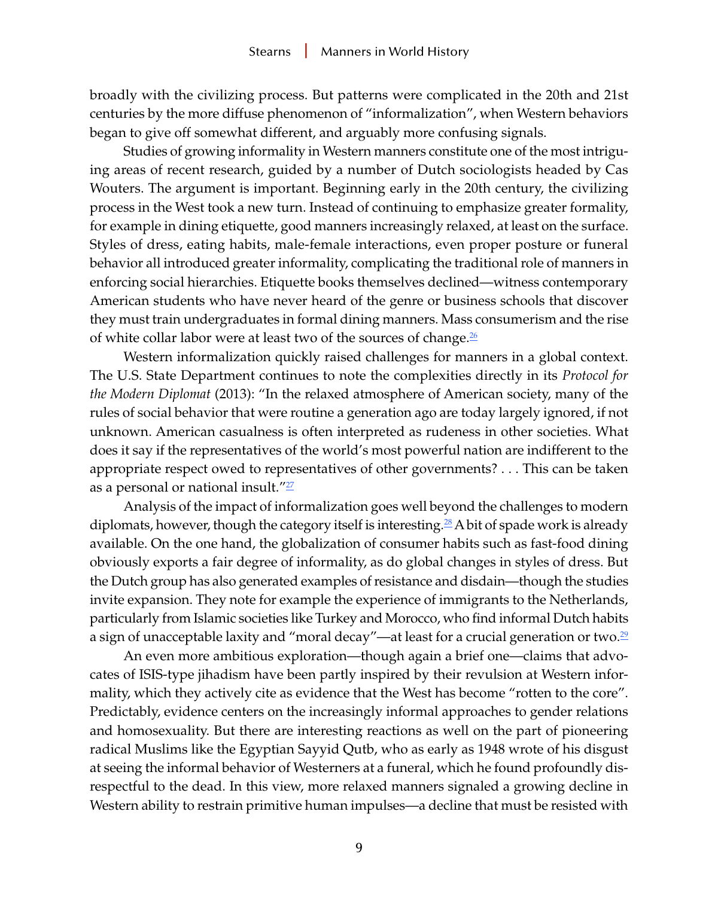broadly with the civilizing process. But patterns were complicated in the 20th and 21st centuries by the more diffuse phenomenon of "informalization", when Western behaviors began to give off somewhat different, and arguably more confusing signals.

Studies of growing informality in Western manners constitute one of the most intriguing areas of recent research, guided by a number of Dutch sociologists headed by Cas Wouters. The argument is important. Beginning early in the 20th century, the civilizing process in the West took a new turn. Instead of continuing to emphasize greater formality, for example in dining etiquette, good manners increasingly relaxed, at least on the surface. Styles of dress, eating habits, male-female interactions, even proper posture or funeral behavior all introduced greater informality, complicating the traditional role of manners in enforcing social hierarchies. Etiquette books themselves declined—witness contemporary American students who have never heard of the genre or business schools that discover they must train undergraduates in formal dining manners. Mass consumerism and the rise of white collar labor were at least two of the sources of change.[26]

Western informalization quickly raised challenges for manners in a global context. The U.S. State Department continues to note the complexities directly in its *Protocol for the Modern Diplomat* (2013): "In the relaxed atmosphere of American society, many of the rules of social behavior that were routine a generation ago are today largely ignored, if not unknown. American casualness is often interpreted as rudeness in other societies. What does it say if the representatives of the world's most powerful nation are indifferent to the appropriate respect owed to representatives of other governments? . . . This can be taken as a personal or national insult."[27]

Analysis of the impact of informalization goes well beyond the challenges to modern diplomats, however, though the category itself is interesting.[28] A bit of spade work is already available. On the one hand, the globalization of consumer habits such as fast-food dining obviously exports a fair degree of informality, as do global changes in styles of dress. But the Dutch group has also generated examples of resistance and disdain—though the studies invite expansion. They note for example the experience of immigrants to the Netherlands, particularly from Islamic societies like Turkey and Morocco, who find informal Dutch habits a sign of unacceptable laxity and "moral decay"—at least for a crucial generation or two.[29]

An even more ambitious exploration—though again a brief one—claims that advocates of ISIS-type jihadism have been partly inspired by their revulsion at Western informality, which they actively cite as evidence that the West has become "rotten to the core". Predictably, evidence centers on the increasingly informal approaches to gender relations and homosexuality. But there are interesting reactions as well on the part of pioneering radical Muslims like the Egyptian Sayyid Qutb, who as early as 1948 wrote of his disgust at seeing the informal behavior of Westerners at a funeral, which he found profoundly disrespectful to the dead. In this view, more relaxed manners signaled a growing decline in Western ability to restrain primitive human impulses—a decline that must be resisted with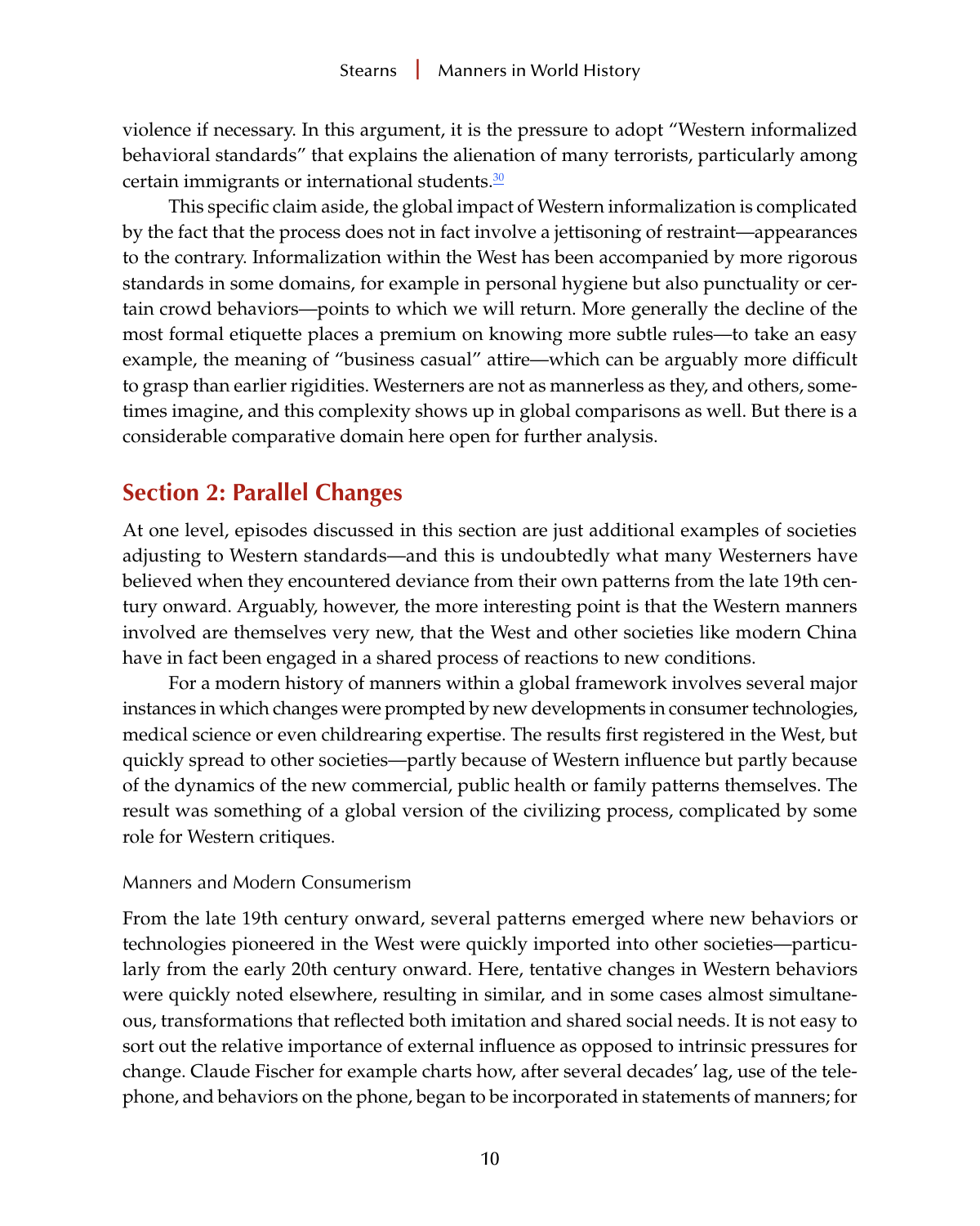violence if necessary. In this argument, it is the pressure to adopt "Western informalized behavioral standards" that explains the alienation of many terrorists, particularly among certain immigrants or international students.[30]

This specific claim aside, the global impact of Western informalization is complicated by the fact that the process does not in fact involve a jettisoning of restraint—appearances to the contrary. Informalization within the West has been accompanied by more rigorous standards in some domains, for example in personal hygiene but also punctuality or certain crowd behaviors—points to which we will return. More generally the decline of the most formal etiquette places a premium on knowing more subtle rules—to take an easy example, the meaning of "business casual" attire—which can be arguably more difficult to grasp than earlier rigidities. Westerners are not as mannerless as they, and others, sometimes imagine, and this complexity shows up in global comparisons as well. But there is a considerable comparative domain here open for further analysis.

## Section 2: Parallel Changes

At one level, episodes discussed in this section are just additional examples of societies adjusting to Western standards—and this is undoubtedly what many Westerners have believed when they encountered deviance from their own patterns from the late 19th century onward. Arguably, however, the more interesting point is that the Western manners involved are themselves very new, that the West and other societies like modern China have in fact been engaged in a shared process of reactions to new conditions.

For a modern history of manners within a global framework involves several major instances in which changes were prompted by new developments in consumer technologies, medical science or even childrearing expertise. The results first registered in the West, but quickly spread to other societies—partly because of Western influence but partly because of the dynamics of the new commercial, public health or family patterns themselves. The result was something of a global version of the civilizing process, complicated by some role for Western critiques.

### Manners and Modern Consumerism

From the late 19th century onward, several patterns emerged where new behaviors or technologies pioneered in the West were quickly imported into other societies—particularly from the early 20th century onward. Here, tentative changes in Western behaviors were quickly noted elsewhere, resulting in similar, and in some cases almost simultaneous, transformations that reflected both imitation and shared social needs. It is not easy to sort out the relative importance of external influence as opposed to intrinsic pressures for change. Claude Fischer for example charts how, after several decades' lag, use of the telephone, and behaviors on the phone, began to be incorporated in statements of manners; for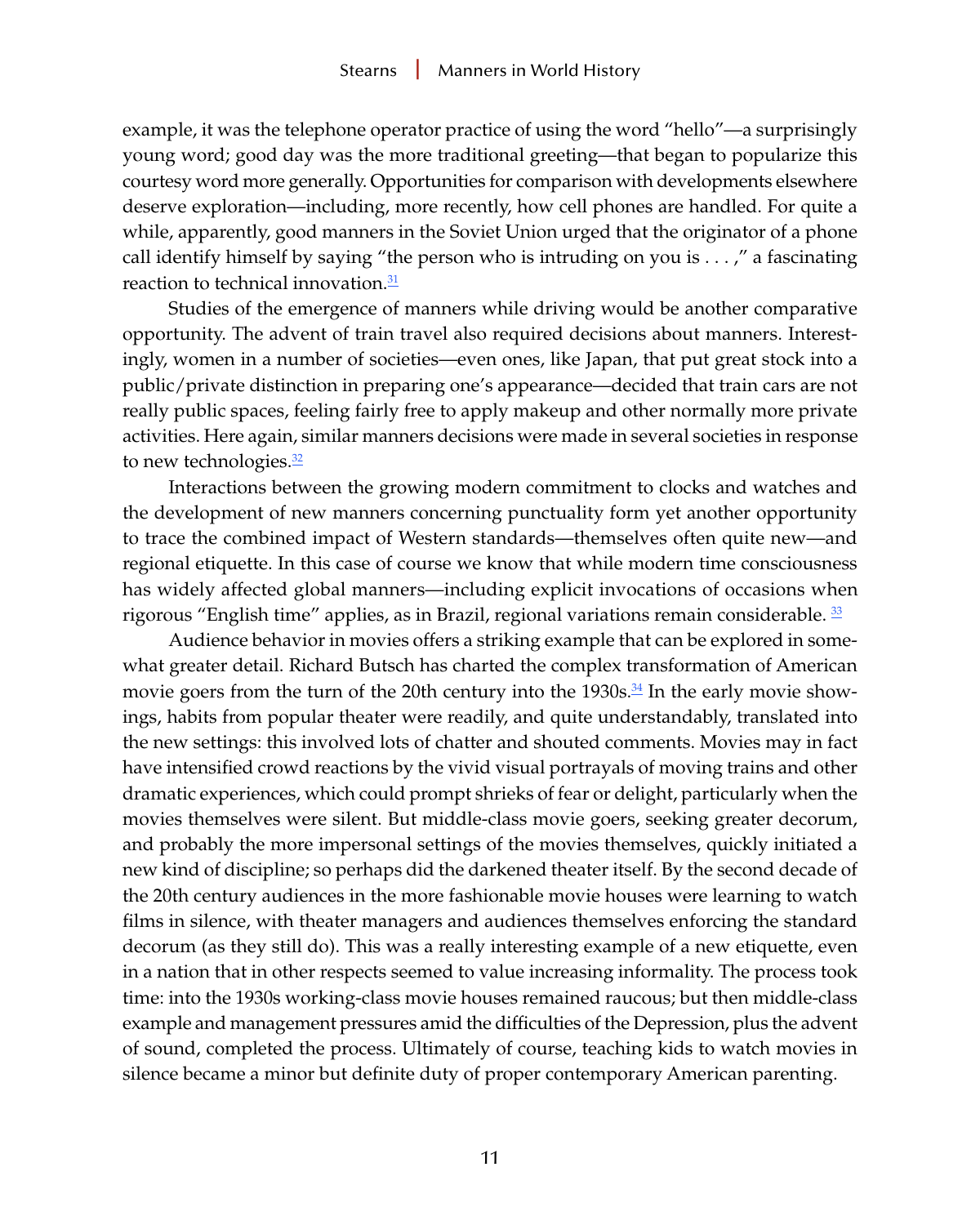example, it was the telephone operator practice of using the word "hello"—a surprisingly young word; good day was the more traditional greeting—that began to popularize this courtesy word more generally. Opportunities for comparison with developments elsewhere deserve exploration—including, more recently, how cell phones are handled. For quite a while, apparently, good manners in the Soviet Union urged that the originator of a phone call identify himself by saying "the person who is intruding on you is . . . ," a fascinating reaction to technical innovation.[31]

Studies of the emergence of manners while driving would be another comparative opportunity. The advent of train travel also required decisions about manners. Interestingly, women in a number of societies—even ones, like Japan, that put great stock into a public/private distinction in preparing one's appearance—decided that train cars are not really public spaces, feeling fairly free to apply makeup and other normally more private activities. Here again, similar manners decisions were made in several societies in response to new technologies.[32]

Interactions between the growing modern commitment to clocks and watches and the development of new manners concerning punctuality form yet another opportunity to trace the combined impact of Western standards—themselves often quite new—and regional etiquette. In this case of course we know that while modern time consciousness has widely affected global manners—including explicit invocations of occasions when rigorous "English time" applies, as in Brazil, regional variations remain considerable. [33]

Audience behavior in movies offers a striking example that can be explored in somewhat greater detail. Richard Butsch has charted the complex transformation of American movie goers from the turn of the 20th century into the 1930s.[34] In the early movie showings, habits from popular theater were readily, and quite understandably, translated into the new settings: this involved lots of chatter and shouted comments. Movies may in fact have intensified crowd reactions by the vivid visual portrayals of moving trains and other dramatic experiences, which could prompt shrieks of fear or delight, particularly when the movies themselves were silent. But middle-class movie goers, seeking greater decorum, and probably the more impersonal settings of the movies themselves, quickly initiated a new kind of discipline; so perhaps did the darkened theater itself. By the second decade of the 20th century audiences in the more fashionable movie houses were learning to watch films in silence, with theater managers and audiences themselves enforcing the standard decorum (as they still do). This was a really interesting example of a new etiquette, even in a nation that in other respects seemed to value increasing informality. The process took time: into the 1930s working-class movie houses remained raucous; but then middle-class example and management pressures amid the difficulties of the Depression, plus the advent of sound, completed the process. Ultimately of course, teaching kids to watch movies in silence became a minor but definite duty of proper contemporary American parenting.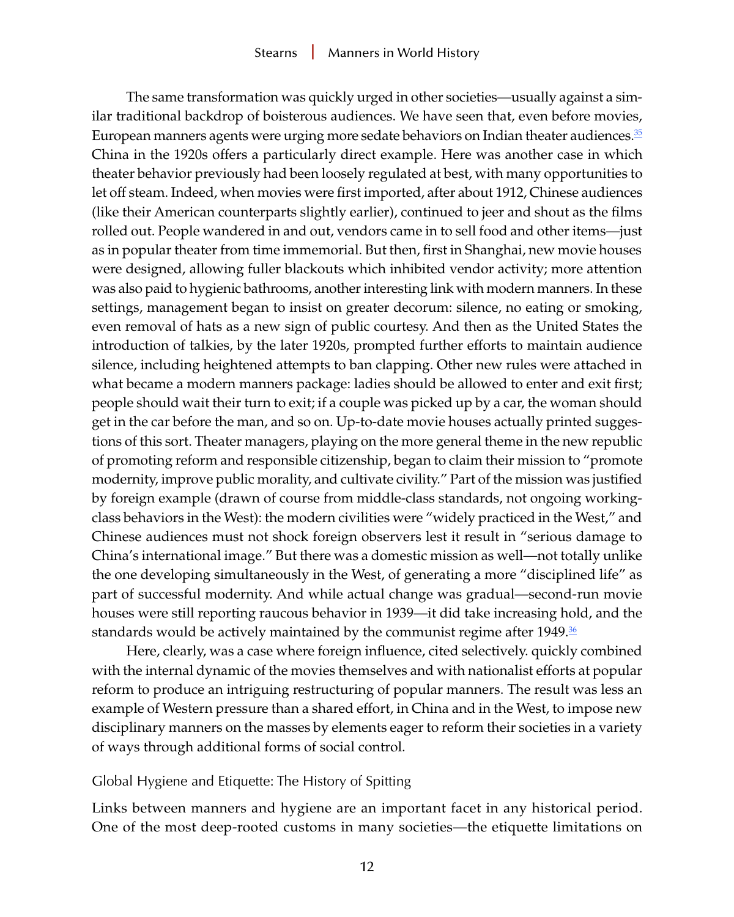The same transformation was quickly urged in other societies—usually against a similar traditional backdrop of boisterous audiences. We have seen that, even before movies, European manners agents were urging more sedate behaviors on Indian theater audiences.[35] China in the 1920s offers a particularly direct example. Here was another case in which theater behavior previously had been loosely regulated at best, with many opportunities to let off steam. Indeed, when movies were first imported, after about 1912, Chinese audiences (like their American counterparts slightly earlier), continued to jeer and shout as the films rolled out. People wandered in and out, vendors came in to sell food and other items—just as in popular theater from time immemorial. But then, first in Shanghai, new movie houses were designed, allowing fuller blackouts which inhibited vendor activity; more attention was also paid to hygienic bathrooms, another interesting link with modern manners. In these settings, management began to insist on greater decorum: silence, no eating or smoking, even removal of hats as a new sign of public courtesy. And then as the United States the introduction of talkies, by the later 1920s, prompted further efforts to maintain audience silence, including heightened attempts to ban clapping. Other new rules were attached in what became a modern manners package: ladies should be allowed to enter and exit first; people should wait their turn to exit; if a couple was picked up by a car, the woman should get in the car before the man, and so on. Up-to-date movie houses actually printed suggestions of this sort. Theater managers, playing on the more general theme in the new republic of promoting reform and responsible citizenship, began to claim their mission to "promote modernity, improve public morality, and cultivate civility." Part of the mission was justified by foreign example (drawn of course from middle-class standards, not ongoing working-class behaviors in the West): the modern civilities were "widely practiced in the West," and Chinese audiences must not shock foreign observers lest it result in "serious damage to China's international image." But there was a domestic mission as well—not totally unlike the one developing simultaneously in the West, of generating a more "disciplined life" as part of successful modernity. And while actual change was gradual—second-run movie houses were still reporting raucous behavior in 1939—it did take increasing hold, and the standards would be actively maintained by the communist regime after 1949.[36]

Here, clearly, was a case where foreign influence, cited selectively. quickly combined with the internal dynamic of the movies themselves and with nationalist efforts at popular reform to produce an intriguing restructuring of popular manners. The result was less an example of Western pressure than a shared effort, in China and in the West, to impose new disciplinary manners on the masses by elements eager to reform their societies in a variety of ways through additional forms of social control.

## Global Hygiene and Etiquette: The History of Spitting

Links between manners and hygiene are an important facet in any historical period. One of the most deep-rooted customs in many societies—the etiquette limitations on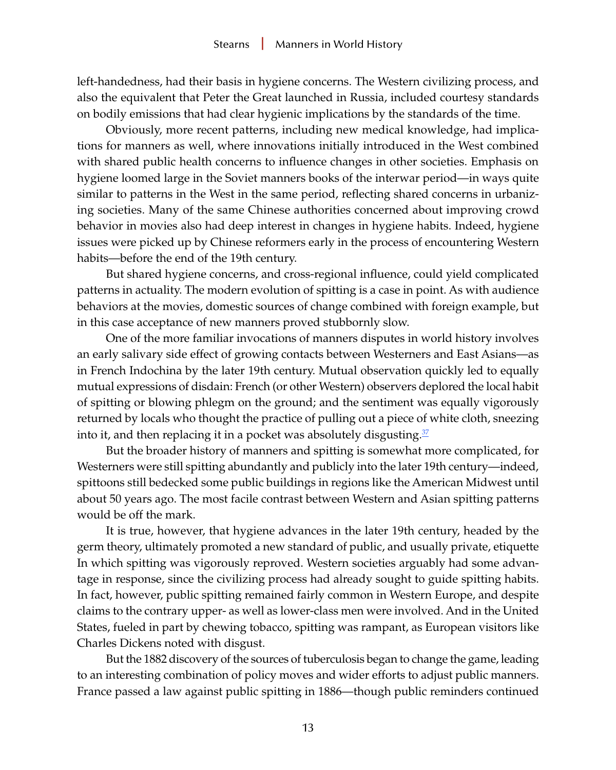left-handedness, had their basis in hygiene concerns. The Western civilizing process, and also the equivalent that Peter the Great launched in Russia, included courtesy standards on bodily emissions that had clear hygienic implications by the standards of the time.

Obviously, more recent patterns, including new medical knowledge, had implications for manners as well, where innovations initially introduced in the West combined with shared public health concerns to influence changes in other societies. Emphasis on hygiene loomed large in the Soviet manners books of the interwar period—in ways quite similar to patterns in the West in the same period, reflecting shared concerns in urbanizing societies. Many of the same Chinese authorities concerned about improving crowd behavior in movies also had deep interest in changes in hygiene habits. Indeed, hygiene issues were picked up by Chinese reformers early in the process of encountering Western habits—before the end of the 19th century.

But shared hygiene concerns, and cross-regional influence, could yield complicated patterns in actuality. The modern evolution of spitting is a case in point. As with audience behaviors at the movies, domestic sources of change combined with foreign example, but in this case acceptance of new manners proved stubbornly slow.

One of the more familiar invocations of manners disputes in world history involves an early salivary side effect of growing contacts between Westerners and East Asians—as in French Indochina by the later 19th century. Mutual observation quickly led to equally mutual expressions of disdain: French (or other Western) observers deplored the local habit of spitting or blowing phlegm on the ground; and the sentiment was equally vigorously returned by locals who thought the practice of pulling out a piece of white cloth, sneezing into it, and then replacing it in a pocket was absolutely disgusting.[37]

But the broader history of manners and spitting is somewhat more complicated, for Westerners were still spitting abundantly and publicly into the later 19th century—indeed, spittoons still bedecked some public buildings in regions like the American Midwest until about 50 years ago. The most facile contrast between Western and Asian spitting patterns would be off the mark.

It is true, however, that hygiene advances in the later 19th century, headed by the germ theory, ultimately promoted a new standard of public, and usually private, etiquette In which spitting was vigorously reproved. Western societies arguably had some advantage in response, since the civilizing process had already sought to guide spitting habits. In fact, however, public spitting remained fairly common in Western Europe, and despite claims to the contrary upper- as well as lower-class men were involved. And in the United States, fueled in part by chewing tobacco, spitting was rampant, as European visitors like Charles Dickens noted with disgust.

But the 1882 discovery of the sources of tuberculosis began to change the game, leading to an interesting combination of policy moves and wider efforts to adjust public manners. France passed a law against public spitting in 1886—though public reminders continued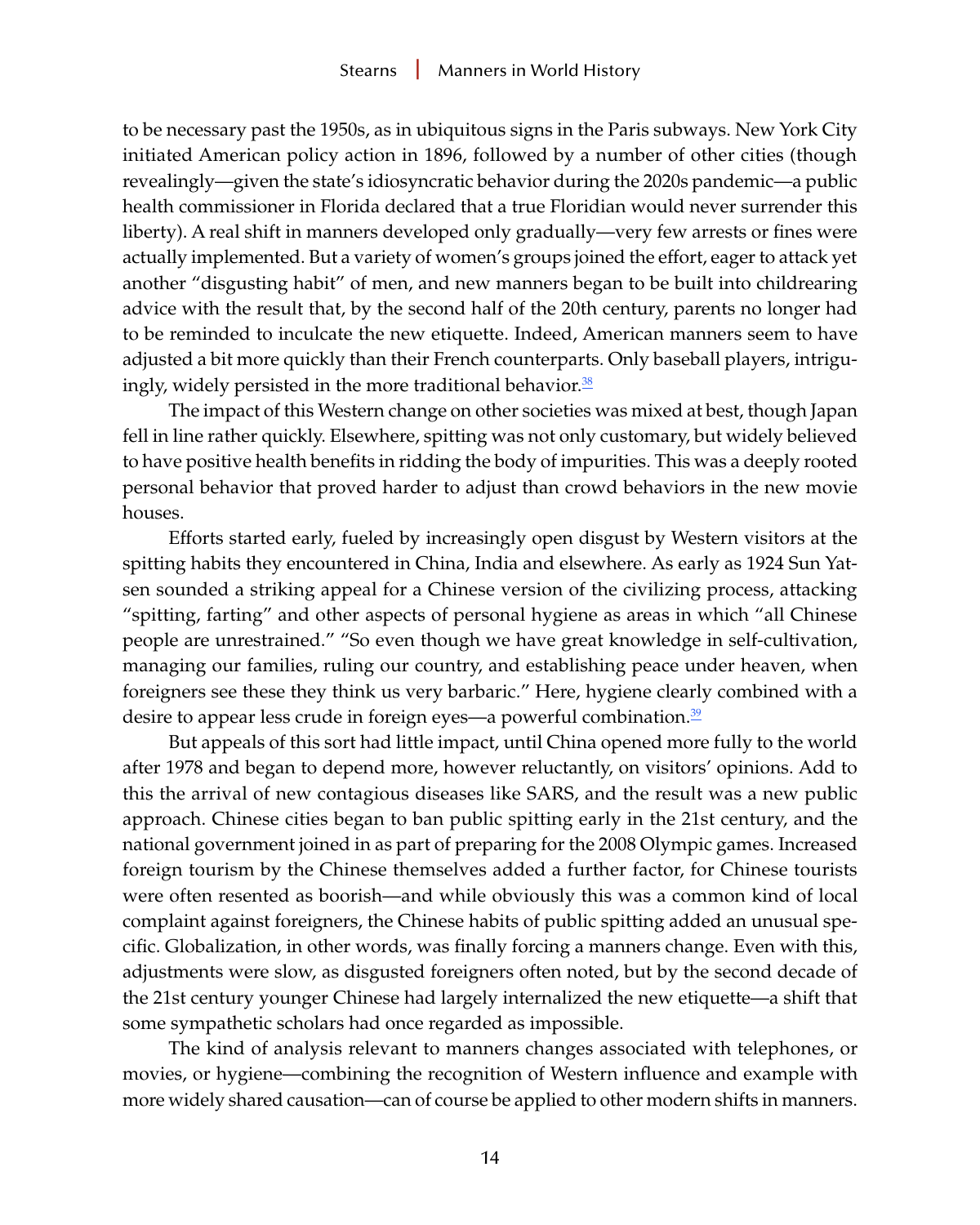to be necessary past the 1950s, as in ubiquitous signs in the Paris subways. New York City initiated American policy action in 1896, followed by a number of other cities (though revealingly—given the state's idiosyncratic behavior during the 2020s pandemic—a public health commissioner in Florida declared that a true Floridian would never surrender this liberty). A real shift in manners developed only gradually—very few arrests or fines were actually implemented. But a variety of women's groups joined the effort, eager to attack yet another "disgusting habit" of men, and new manners began to be built into childrearing advice with the result that, by the second half of the 20th century, parents no longer had to be reminded to inculcate the new etiquette. Indeed, American manners seem to have adjusted a bit more quickly than their French counterparts. Only baseball players, intriguingly, widely persisted in the more traditional behavior.[38]

The impact of this Western change on other societies was mixed at best, though Japan fell in line rather quickly. Elsewhere, spitting was not only customary, but widely believed to have positive health benefits in ridding the body of impurities. This was a deeply rooted personal behavior that proved harder to adjust than crowd behaviors in the new movie houses.

Efforts started early, fueled by increasingly open disgust by Western visitors at the spitting habits they encountered in China, India and elsewhere. As early as 1924 Sun Yat-sen sounded a striking appeal for a Chinese version of the civilizing process, attacking "spitting, farting" and other aspects of personal hygiene as areas in which "all Chinese people are unrestrained." "So even though we have great knowledge in self-cultivation, managing our families, ruling our country, and establishing peace under heaven, when foreigners see these they think us very barbaric." Here, hygiene clearly combined with a desire to appear less crude in foreign eyes—a powerful combination.[39]

But appeals of this sort had little impact, until China opened more fully to the world after 1978 and began to depend more, however reluctantly, on visitors' opinions. Add to this the arrival of new contagious diseases like SARS, and the result was a new public approach. Chinese cities began to ban public spitting early in the 21st century, and the national government joined in as part of preparing for the 2008 Olympic games. Increased foreign tourism by the Chinese themselves added a further factor, for Chinese tourists were often resented as boorish—and while obviously this was a common kind of local complaint against foreigners, the Chinese habits of public spitting added an unusual specific. Globalization, in other words, was finally forcing a manners change. Even with this, adjustments were slow, as disgusted foreigners often noted, but by the second decade of the 21st century younger Chinese had largely internalized the new etiquette—a shift that some sympathetic scholars had once regarded as impossible.

The kind of analysis relevant to manners changes associated with telephones, or movies, or hygiene—combining the recognition of Western influence and example with more widely shared causation—can of course be applied to other modern shifts in manners.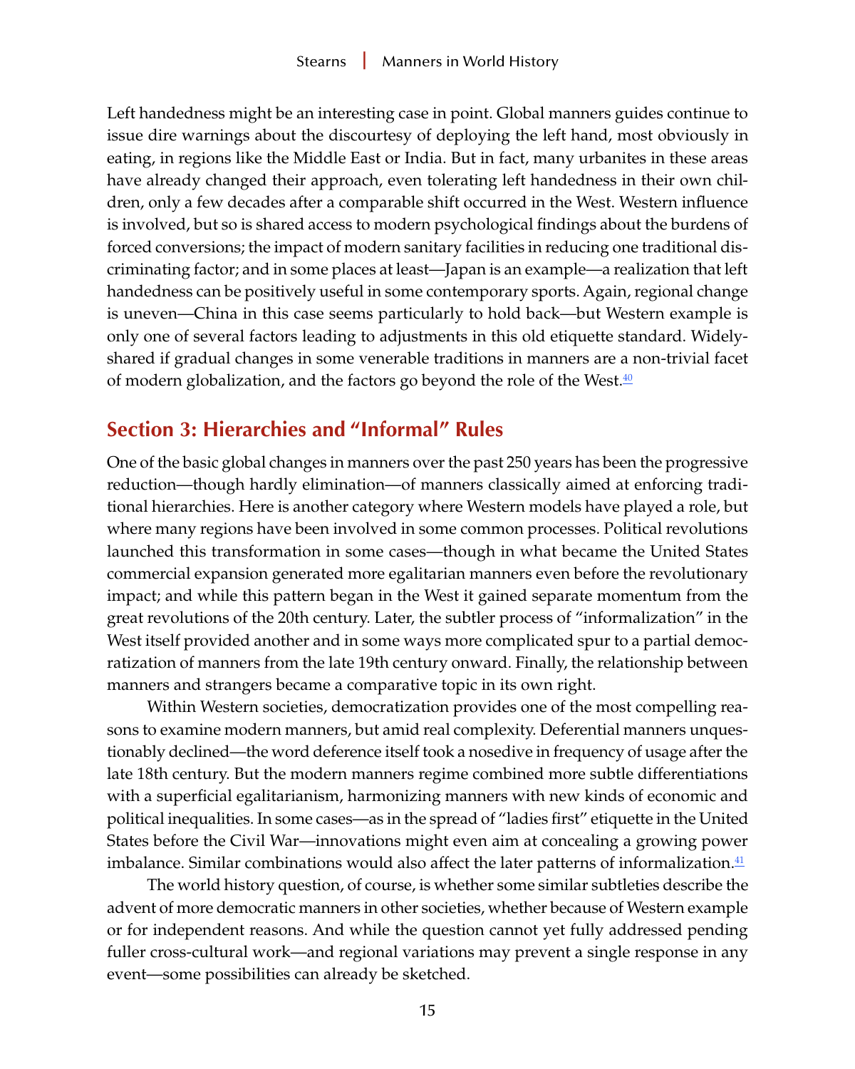Left handedness might be an interesting case in point. Global manners guides continue to issue dire warnings about the discourtesy of deploying the left hand, most obviously in eating, in regions like the Middle East or India. But in fact, many urbanites in these areas have already changed their approach, even tolerating left handedness in their own children, only a few decades after a comparable shift occurred in the West. Western influence is involved, but so is shared access to modern psychological findings about the burdens of forced conversions; the impact of modern sanitary facilities in reducing one traditional discriminating factor; and in some places at least—Japan is an example—a realization that left handedness can be positively useful in some contemporary sports. Again, regional change is uneven—China in this case seems particularly to hold back—but Western example is only one of several factors leading to adjustments in this old etiquette standard. Widely-shared if gradual changes in some venerable traditions in manners are a non-trivial facet of modern globalization, and the factors go beyond the role of the West.[40]

## Section 3: Hierarchies and "Informal" Rules

One of the basic global changes in manners over the past 250 years has been the progressive reduction—though hardly elimination—of manners classically aimed at enforcing traditional hierarchies. Here is another category where Western models have played a role, but where many regions have been involved in some common processes. Political revolutions launched this transformation in some cases—though in what became the United States commercial expansion generated more egalitarian manners even before the revolutionary impact; and while this pattern began in the West it gained separate momentum from the great revolutions of the 20th century. Later, the subtler process of "informalization" in the West itself provided another and in some ways more complicated spur to a partial democratization of manners from the late 19th century onward. Finally, the relationship between manners and strangers became a comparative topic in its own right.

Within Western societies, democratization provides one of the most compelling reasons to examine modern manners, but amid real complexity. Deferential manners unquestionably declined—the word deference itself took a nosedive in frequency of usage after the late 18th century. But the modern manners regime combined more subtle differentiations with a superficial egalitarianism, harmonizing manners with new kinds of economic and political inequalities. In some cases—as in the spread of "ladies first" etiquette in the United States before the Civil War—innovations might even aim at concealing a growing power imbalance. Similar combinations would also affect the later patterns of informalization.[41]

The world history question, of course, is whether some similar subtleties describe the advent of more democratic manners in other societies, whether because of Western example or for independent reasons. And while the question cannot yet fully addressed pending fuller cross-cultural work—and regional variations may prevent a single response in any event—some possibilities can already be sketched.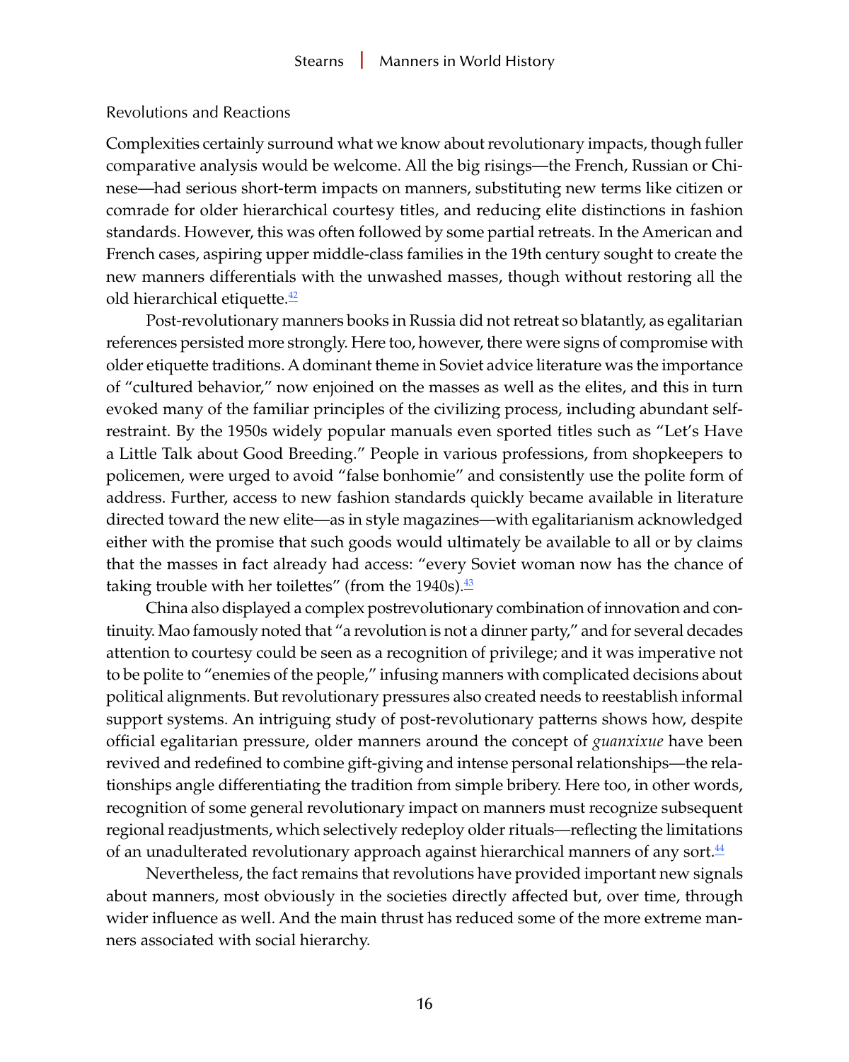## Revolutions and Reactions

Complexities certainly surround what we know about revolutionary impacts, though fuller comparative analysis would be welcome. All the big risings—the French, Russian or Chinese—had serious short-term impacts on manners, substituting new terms like citizen or comrade for older hierarchical courtesy titles, and reducing elite distinctions in fashion standards. However, this was often followed by some partial retreats. In the American and French cases, aspiring upper middle-class families in the 19th century sought to create the new manners differentials with the unwashed masses, though without restoring all the old hierarchical etiquette.[42]

Post-revolutionary manners books in Russia did not retreat so blatantly, as egalitarian references persisted more strongly. Here too, however, there were signs of compromise with older etiquette traditions. A dominant theme in Soviet advice literature was the importance of "cultured behavior," now enjoined on the masses as well as the elites, and this in turn evoked many of the familiar principles of the civilizing process, including abundant self-restraint. By the 1950s widely popular manuals even sported titles such as "Let's Have a Little Talk about Good Breeding." People in various professions, from shopkeepers to policemen, were urged to avoid "false bonhomie" and consistently use the polite form of address. Further, access to new fashion standards quickly became available in literature directed toward the new elite—as in style magazines—with egalitarianism acknowledged either with the promise that such goods would ultimately be available to all or by claims that the masses in fact already had access: "every Soviet woman now has the chance of taking trouble with her toilettes" (from the 1940s).[43]

China also displayed a complex postrevolutionary combination of innovation and continuity. Mao famously noted that "a revolution is not a dinner party," and for several decades attention to courtesy could be seen as a recognition of privilege; and it was imperative not to be polite to "enemies of the people," infusing manners with complicated decisions about political alignments. But revolutionary pressures also created needs to reestablish informal support systems. An intriguing study of post-revolutionary patterns shows how, despite official egalitarian pressure, older manners around the concept of *guanxixue* have been revived and redefined to combine gift-giving and intense personal relationships—the relationships angle differentiating the tradition from simple bribery. Here too, in other words, recognition of some general revolutionary impact on manners must recognize subsequent regional readjustments, which selectively redeploy older rituals—reflecting the limitations of an unadulterated revolutionary approach against hierarchical manners of any sort.[44]

Nevertheless, the fact remains that revolutions have provided important new signals about manners, most obviously in the societies directly affected but, over time, through wider influence as well. And the main thrust has reduced some of the more extreme manners associated with social hierarchy.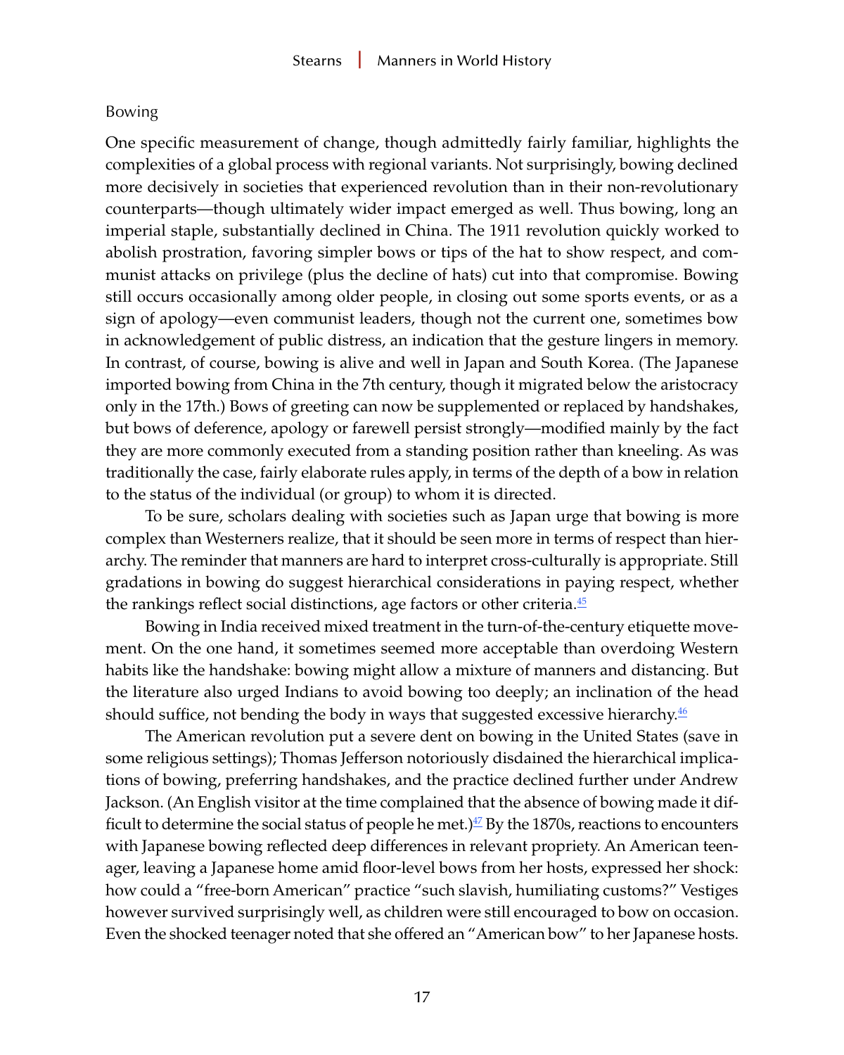### Bowing

One specific measurement of change, though admittedly fairly familiar, highlights the complexities of a global process with regional variants. Not surprisingly, bowing declined more decisively in societies that experienced revolution than in their non-revolutionary counterparts—though ultimately wider impact emerged as well. Thus bowing, long an imperial staple, substantially declined in China. The 1911 revolution quickly worked to abolish prostration, favoring simpler bows or tips of the hat to show respect, and communist attacks on privilege (plus the decline of hats) cut into that compromise. Bowing still occurs occasionally among older people, in closing out some sports events, or as a sign of apology—even communist leaders, though not the current one, sometimes bow in acknowledgement of public distress, an indication that the gesture lingers in memory. In contrast, of course, bowing is alive and well in Japan and South Korea. (The Japanese imported bowing from China in the 7th century, though it migrated below the aristocracy only in the 17th.) Bows of greeting can now be supplemented or replaced by handshakes, but bows of deference, apology or farewell persist strongly—modified mainly by the fact they are more commonly executed from a standing position rather than kneeling. As was traditionally the case, fairly elaborate rules apply, in terms of the depth of a bow in relation to the status of the individual (or group) to whom it is directed.

To be sure, scholars dealing with societies such as Japan urge that bowing is more complex than Westerners realize, that it should be seen more in terms of respect than hierarchy. The reminder that manners are hard to interpret cross-culturally is appropriate. Still gradations in bowing do suggest hierarchical considerations in paying respect, whether the rankings reflect social distinctions, age factors or other criteria.[45]

Bowing in India received mixed treatment in the turn-of-the-century etiquette movement. On the one hand, it sometimes seemed more acceptable than overdoing Western habits like the handshake: bowing might allow a mixture of manners and distancing. But the literature also urged Indians to avoid bowing too deeply; an inclination of the head should suffice, not bending the body in ways that suggested excessive hierarchy.[46]

The American revolution put a severe dent on bowing in the United States (save in some religious settings); Thomas Jefferson notoriously disdained the hierarchical implications of bowing, preferring handshakes, and the practice declined further under Andrew Jackson. (An English visitor at the time complained that the absence of bowing made it difficult to determine the social status of people he met.)[47] By the 1870s, reactions to encounters with Japanese bowing reflected deep differences in relevant propriety. An American teenager, leaving a Japanese home amid floor-level bows from her hosts, expressed her shock: how could a "free-born American" practice "such slavish, humiliating customs?" Vestiges however survived surprisingly well, as children were still encouraged to bow on occasion. Even the shocked teenager noted that she offered an "American bow" to her Japanese hosts.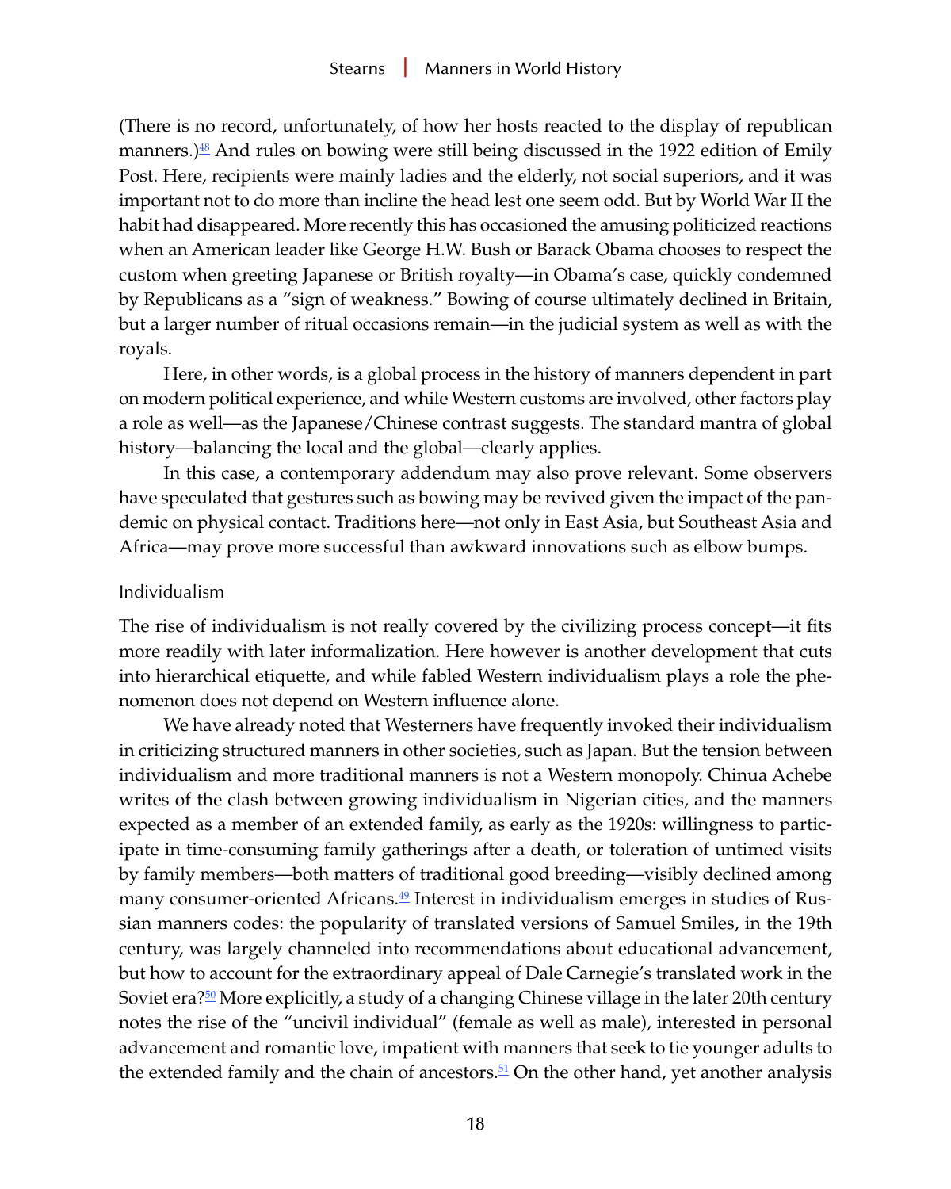(There is no record, unfortunately, of how her hosts reacted to the display of republican manners.)[48] And rules on bowing were still being discussed in the 1922 edition of Emily Post. Here, recipients were mainly ladies and the elderly, not social superiors, and it was important not to do more than incline the head lest one seem odd. But by World War II the habit had disappeared. More recently this has occasioned the amusing politicized reactions when an American leader like George H.W. Bush or Barack Obama chooses to respect the custom when greeting Japanese or British royalty—in Obama's case, quickly condemned by Republicans as a "sign of weakness." Bowing of course ultimately declined in Britain, but a larger number of ritual occasions remain—in the judicial system as well as with the royals.

Here, in other words, is a global process in the history of manners dependent in part on modern political experience, and while Western customs are involved, other factors play a role as well—as the Japanese/Chinese contrast suggests. The standard mantra of global history—balancing the local and the global—clearly applies.

In this case, a contemporary addendum may also prove relevant. Some observers have speculated that gestures such as bowing may be revived given the impact of the pandemic on physical contact. Traditions here—not only in East Asia, but Southeast Asia and Africa—may prove more successful than awkward innovations such as elbow bumps.

## Individualism

The rise of individualism is not really covered by the civilizing process concept—it fits more readily with later informalization. Here however is another development that cuts into hierarchical etiquette, and while fabled Western individualism plays a role the phenomenon does not depend on Western influence alone.

We have already noted that Westerners have frequently invoked their individualism in criticizing structured manners in other societies, such as Japan. But the tension between individualism and more traditional manners is not a Western monopoly. Chinua Achebe writes of the clash between growing individualism in Nigerian cities, and the manners expected as a member of an extended family, as early as the 1920s: willingness to participate in time-consuming family gatherings after a death, or toleration of untimed visits by family members—both matters of traditional good breeding—visibly declined among many consumer-oriented Africans.[49] Interest in individualism emerges in studies of Russian manners codes: the popularity of translated versions of Samuel Smiles, in the 19th century, was largely channeled into recommendations about educational advancement, but how to account for the extraordinary appeal of Dale Carnegie's translated work in the Soviet era?[50] More explicitly, a study of a changing Chinese village in the later 20th century notes the rise of the "uncivil individual" (female as well as male), interested in personal advancement and romantic love, impatient with manners that seek to tie younger adults to the extended family and the chain of ancestors.[51] On the other hand, yet another analysis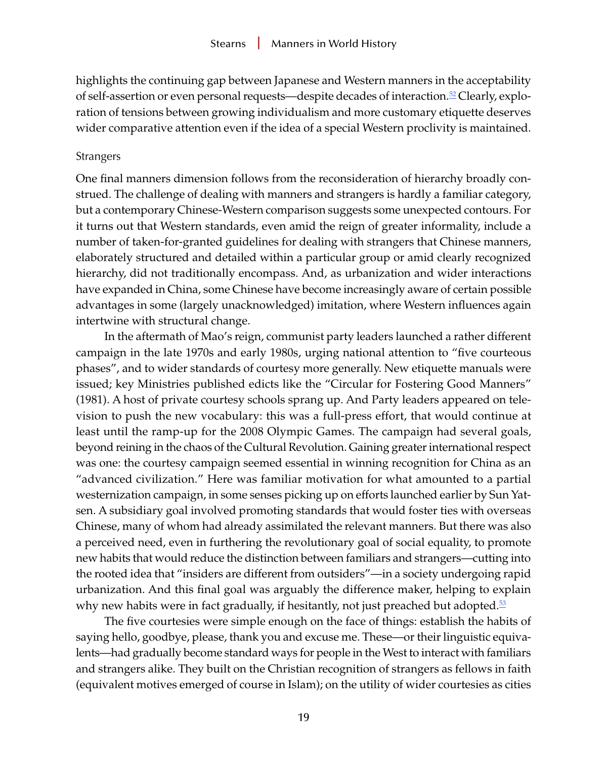highlights the continuing gap between Japanese and Western manners in the acceptability of self-assertion or even personal requests—despite decades of interaction.[52] Clearly, exploration of tensions between growing individualism and more customary etiquette deserves wider comparative attention even if the idea of a special Western proclivity is maintained.

### Strangers

One final manners dimension follows from the reconsideration of hierarchy broadly construed. The challenge of dealing with manners and strangers is hardly a familiar category, but a contemporary Chinese-Western comparison suggests some unexpected contours. For it turns out that Western standards, even amid the reign of greater informality, include a number of taken-for-granted guidelines for dealing with strangers that Chinese manners, elaborately structured and detailed within a particular group or amid clearly recognized hierarchy, did not traditionally encompass. And, as urbanization and wider interactions have expanded in China, some Chinese have become increasingly aware of certain possible advantages in some (largely unacknowledged) imitation, where Western influences again intertwine with structural change.

In the aftermath of Mao's reign, communist party leaders launched a rather different campaign in the late 1970s and early 1980s, urging national attention to "five courteous phases", and to wider standards of courtesy more generally. New etiquette manuals were issued; key Ministries published edicts like the "Circular for Fostering Good Manners" (1981). A host of private courtesy schools sprang up. And Party leaders appeared on television to push the new vocabulary: this was a full-press effort, that would continue at least until the ramp-up for the 2008 Olympic Games. The campaign had several goals, beyond reining in the chaos of the Cultural Revolution. Gaining greater international respect was one: the courtesy campaign seemed essential in winning recognition for China as an "advanced civilization." Here was familiar motivation for what amounted to a partial westernization campaign, in some senses picking up on efforts launched earlier by Sun Yat-sen. A subsidiary goal involved promoting standards that would foster ties with overseas Chinese, many of whom had already assimilated the relevant manners. But there was also a perceived need, even in furthering the revolutionary goal of social equality, to promote new habits that would reduce the distinction between familiars and strangers—cutting into the rooted idea that "insiders are different from outsiders"—in a society undergoing rapid urbanization. And this final goal was arguably the difference maker, helping to explain why new habits were in fact gradually, if hesitantly, not just preached but adopted.[53]

The five courtesies were simple enough on the face of things: establish the habits of saying hello, goodbye, please, thank you and excuse me. These—or their linguistic equivalents—had gradually become standard ways for people in the West to interact with familiars and strangers alike. They built on the Christian recognition of strangers as fellows in faith (equivalent motives emerged of course in Islam); on the utility of wider courtesies as cities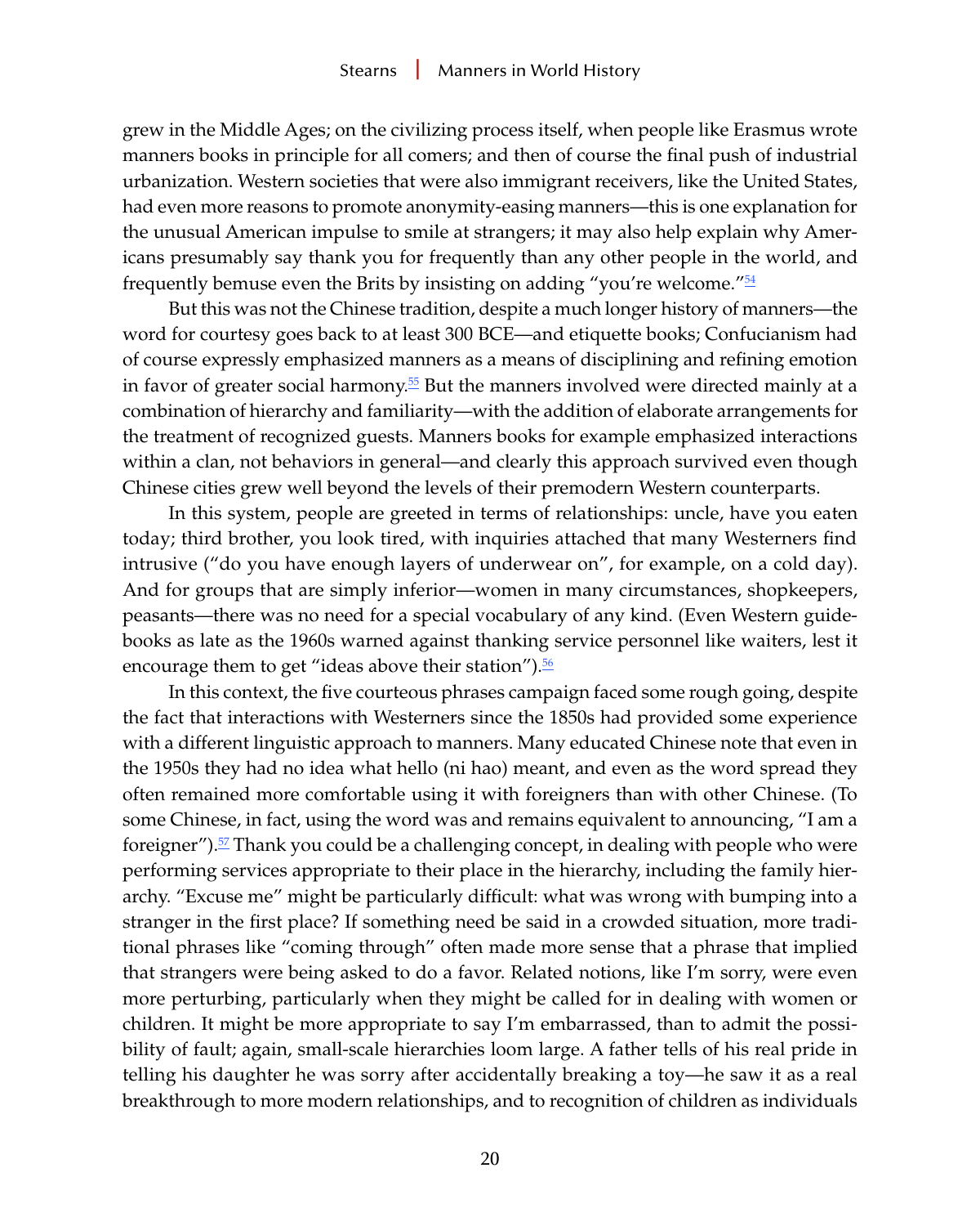grew in the Middle Ages; on the civilizing process itself, when people like Erasmus wrote manners books in principle for all comers; and then of course the final push of industrial urbanization. Western societies that were also immigrant receivers, like the United States, had even more reasons to promote anonymity-easing manners—this is one explanation for the unusual American impulse to smile at strangers; it may also help explain why Americans presumably say thank you for frequently than any other people in the world, and frequently bemuse even the Brits by insisting on adding "you're welcome."[54]

But this was not the Chinese tradition, despite a much longer history of manners—the word for courtesy goes back to at least 300 BCE—and etiquette books; Confucianism had of course expressly emphasized manners as a means of disciplining and refining emotion in favor of greater social harmony.[55] But the manners involved were directed mainly at a combination of hierarchy and familiarity—with the addition of elaborate arrangements for the treatment of recognized guests. Manners books for example emphasized interactions within a clan, not behaviors in general—and clearly this approach survived even though Chinese cities grew well beyond the levels of their premodern Western counterparts.

In this system, people are greeted in terms of relationships: uncle, have you eaten today; third brother, you look tired, with inquiries attached that many Westerners find intrusive ("do you have enough layers of underwear on", for example, on a cold day). And for groups that are simply inferior—women in many circumstances, shopkeepers, peasants—there was no need for a special vocabulary of any kind. (Even Western guidebooks as late as the 1960s warned against thanking service personnel like waiters, lest it encourage them to get "ideas above their station").[56]

In this context, the five courteous phrases campaign faced some rough going, despite the fact that interactions with Westerners since the 1850s had provided some experience with a different linguistic approach to manners. Many educated Chinese note that even in the 1950s they had no idea what hello (ni hao) meant, and even as the word spread they often remained more comfortable using it with foreigners than with other Chinese. (To some Chinese, in fact, using the word was and remains equivalent to announcing, "I am a foreigner").[57] Thank you could be a challenging concept, in dealing with people who were performing services appropriate to their place in the hierarchy, including the family hierarchy. "Excuse me" might be particularly difficult: what was wrong with bumping into a stranger in the first place? If something need be said in a crowded situation, more traditional phrases like "coming through" often made more sense that a phrase that implied that strangers were being asked to do a favor. Related notions, like I'm sorry, were even more perturbing, particularly when they might be called for in dealing with women or children. It might be more appropriate to say I'm embarrassed, than to admit the possibility of fault; again, small-scale hierarchies loom large. A father tells of his real pride in telling his daughter he was sorry after accidentally breaking a toy—he saw it as a real breakthrough to more modern relationships, and to recognition of children as individuals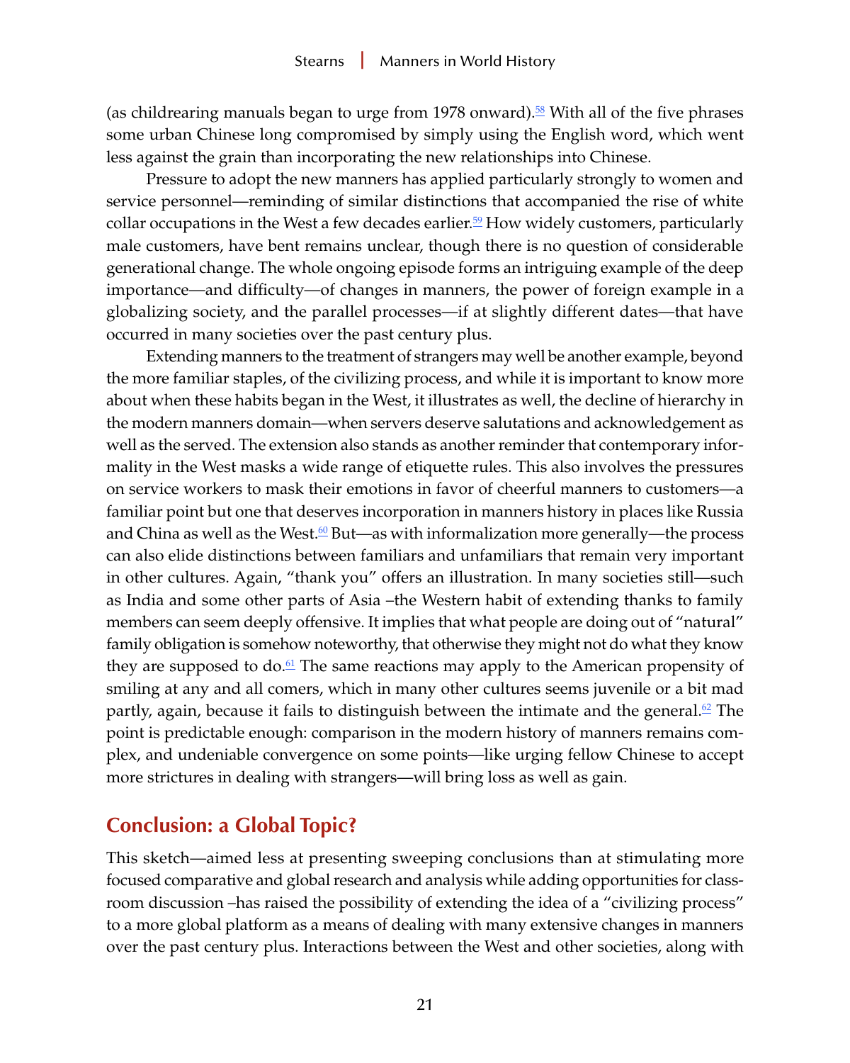(as childrearing manuals began to urge from 1978 onward).[58] With all of the five phrases some urban Chinese long compromised by simply using the English word, which went less against the grain than incorporating the new relationships into Chinese.

Pressure to adopt the new manners has applied particularly strongly to women and service personnel—reminding of similar distinctions that accompanied the rise of white collar occupations in the West a few decades earlier.[59] How widely customers, particularly male customers, have bent remains unclear, though there is no question of considerable generational change. The whole ongoing episode forms an intriguing example of the deep importance—and difficulty—of changes in manners, the power of foreign example in a globalizing society, and the parallel processes—if at slightly different dates—that have occurred in many societies over the past century plus.

Extending manners to the treatment of strangers may well be another example, beyond the more familiar staples, of the civilizing process, and while it is important to know more about when these habits began in the West, it illustrates as well, the decline of hierarchy in the modern manners domain—when servers deserve salutations and acknowledgement as well as the served. The extension also stands as another reminder that contemporary informality in the West masks a wide range of etiquette rules. This also involves the pressures on service workers to mask their emotions in favor of cheerful manners to customers—a familiar point but one that deserves incorporation in manners history in places like Russia and China as well as the West.[60] But—as with informalization more generally—the process can also elide distinctions between familiars and unfamiliars that remain very important in other cultures. Again, "thank you" offers an illustration. In many societies still—such as India and some other parts of Asia –the Western habit of extending thanks to family members can seem deeply offensive. It implies that what people are doing out of "natural" family obligation is somehow noteworthy, that otherwise they might not do what they know they are supposed to do.[61] The same reactions may apply to the American propensity of smiling at any and all comers, which in many other cultures seems juvenile or a bit mad partly, again, because it fails to distinguish between the intimate and the general.[62] The point is predictable enough: comparison in the modern history of manners remains complex, and undeniable convergence on some points—like urging fellow Chinese to accept more strictures in dealing with strangers—will bring loss as well as gain.

## Conclusion: a Global Topic?

This sketch—aimed less at presenting sweeping conclusions than at stimulating more focused comparative and global research and analysis while adding opportunities for classroom discussion –has raised the possibility of extending the idea of a "civilizing process" to a more global platform as a means of dealing with many extensive changes in manners over the past century plus. Interactions between the West and other societies, along with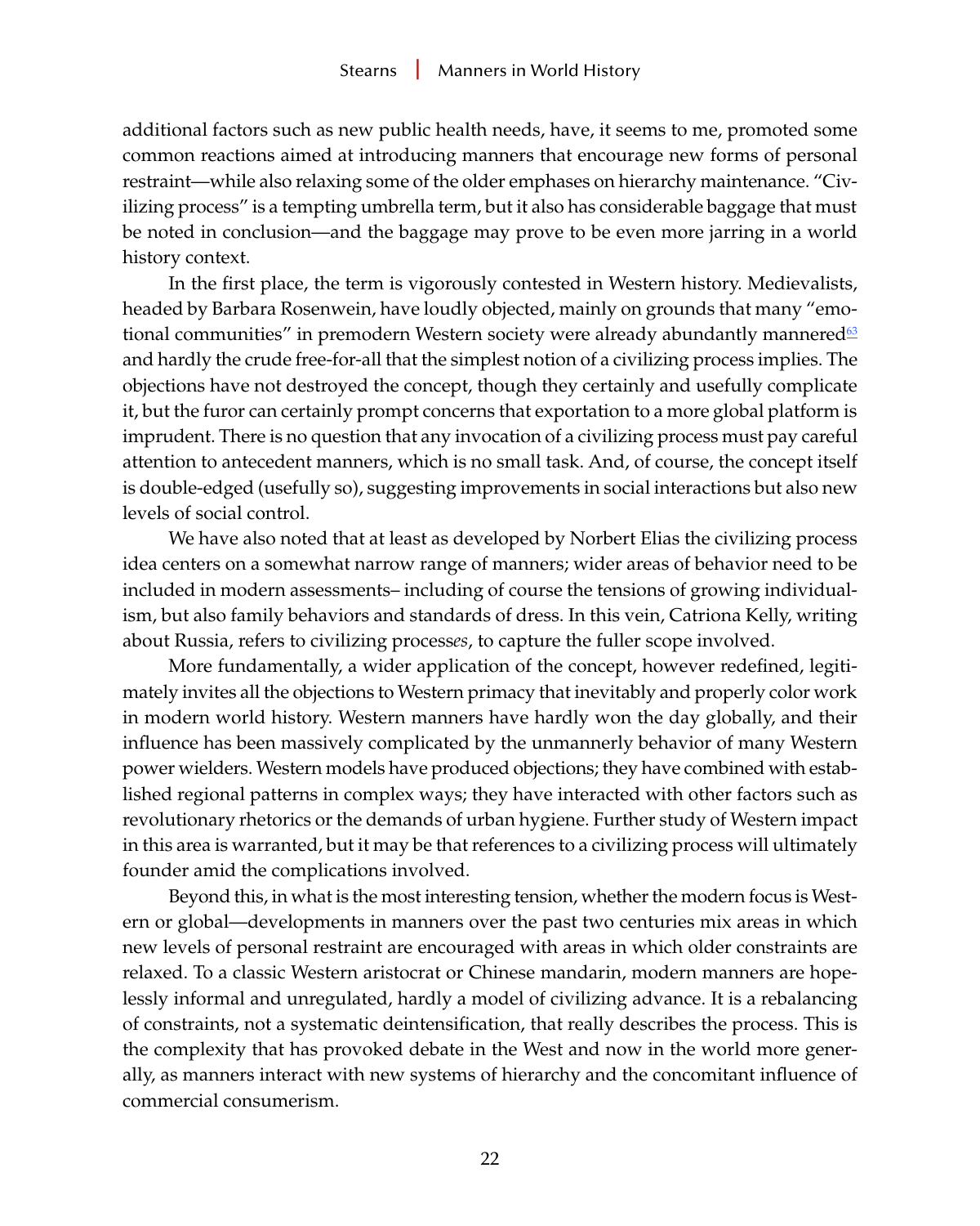additional factors such as new public health needs, have, it seems to me, promoted some common reactions aimed at introducing manners that encourage new forms of personal restraint—while also relaxing some of the older emphases on hierarchy maintenance. "Civilizing process" is a tempting umbrella term, but it also has considerable baggage that must be noted in conclusion—and the baggage may prove to be even more jarring in a world history context.

In the first place, the term is vigorously contested in Western history. Medievalists, headed by Barbara Rosenwein, have loudly objected, mainly on grounds that many "emotional communities" in premodern Western society were already abundantly mannered[63] and hardly the crude free-for-all that the simplest notion of a civilizing process implies. The objections have not destroyed the concept, though they certainly and usefully complicate it, but the furor can certainly prompt concerns that exportation to a more global platform is imprudent. There is no question that any invocation of a civilizing process must pay careful attention to antecedent manners, which is no small task. And, of course, the concept itself is double-edged (usefully so), suggesting improvements in social interactions but also new levels of social control.

We have also noted that at least as developed by Norbert Elias the civilizing process idea centers on a somewhat narrow range of manners; wider areas of behavior need to be included in modern assessments– including of course the tensions of growing individualism, but also family behaviors and standards of dress. In this vein, Catriona Kelly, writing about Russia, refers to civilizing process*es*, to capture the fuller scope involved.

More fundamentally, a wider application of the concept, however redefined, legitimately invites all the objections to Western primacy that inevitably and properly color work in modern world history. Western manners have hardly won the day globally, and their influence has been massively complicated by the unmannerly behavior of many Western power wielders. Western models have produced objections; they have combined with established regional patterns in complex ways; they have interacted with other factors such as revolutionary rhetorics or the demands of urban hygiene. Further study of Western impact in this area is warranted, but it may be that references to a civilizing process will ultimately founder amid the complications involved.

Beyond this, in what is the most interesting tension, whether the modern focus is Western or global—developments in manners over the past two centuries mix areas in which new levels of personal restraint are encouraged with areas in which older constraints are relaxed. To a classic Western aristocrat or Chinese mandarin, modern manners are hopelessly informal and unregulated, hardly a model of civilizing advance. It is a rebalancing of constraints, not a systematic deintensification, that really describes the process. This is the complexity that has provoked debate in the West and now in the world more generally, as manners interact with new systems of hierarchy and the concomitant influence of commercial consumerism.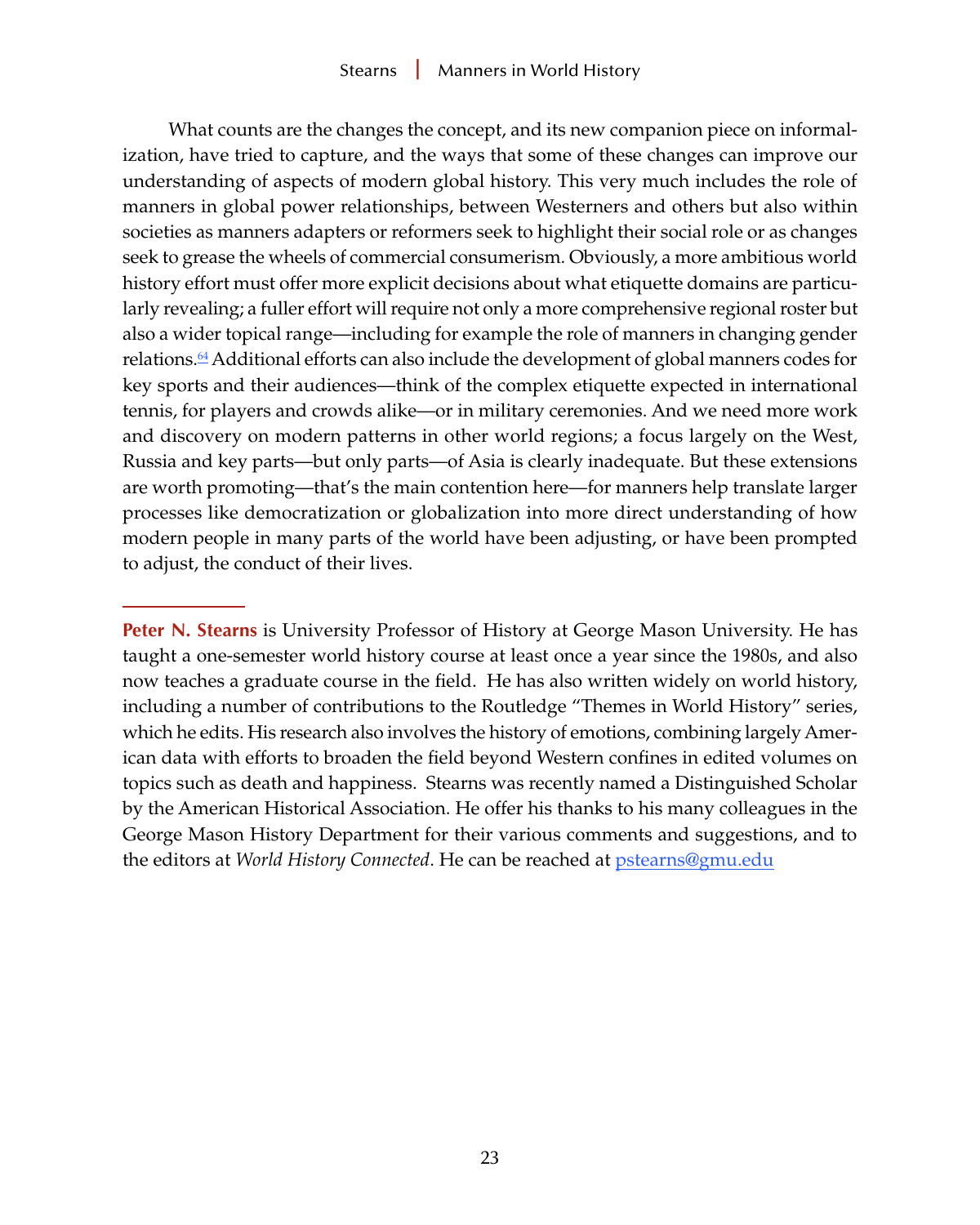What counts are the changes the concept, and its new companion piece on informalization, have tried to capture, and the ways that some of these changes can improve our understanding of aspects of modern global history. This very much includes the role of manners in global power relationships, between Westerners and others but also within societies as manners adapters or reformers seek to highlight their social role or as changes seek to grease the wheels of commercial consumerism. Obviously, a more ambitious world history effort must offer more explicit decisions about what etiquette domains are particularly revealing; a fuller effort will require not only a more comprehensive regional roster but also a wider topical range—including for example the role of manners in changing gender relations.[64] Additional efforts can also include the development of global manners codes for key sports and their audiences—think of the complex etiquette expected in international tennis, for players and crowds alike—or in military ceremonies. And we need more work and discovery on modern patterns in other world regions; a focus largely on the West, Russia and key parts—but only parts—of Asia is clearly inadequate. But these extensions are worth promoting—that's the main contention here—for manners help translate larger processes like democratization or globalization into more direct understanding of how modern people in many parts of the world have been adjusting, or have been prompted to adjust, the conduct of their lives.

---

**Peter N. Stearns** is University Professor of History at George Mason University. He has taught a one-semester world history course at least once a year since the 1980s, and also now teaches a graduate course in the field. He has also written widely on world history, including a number of contributions to the Routledge "Themes in World History" series, which he edits. His research also involves the history of emotions, combining largely American data with efforts to broaden the field beyond Western confines in edited volumes on topics such as death and happiness. Stearns was recently named a Distinguished Scholar by the American Historical Association. He offer his thanks to his many colleagues in the George Mason History Department for their various comments and suggestions, and to the editors at *World History Connected*. He can be reached at pstearns@gmu.edu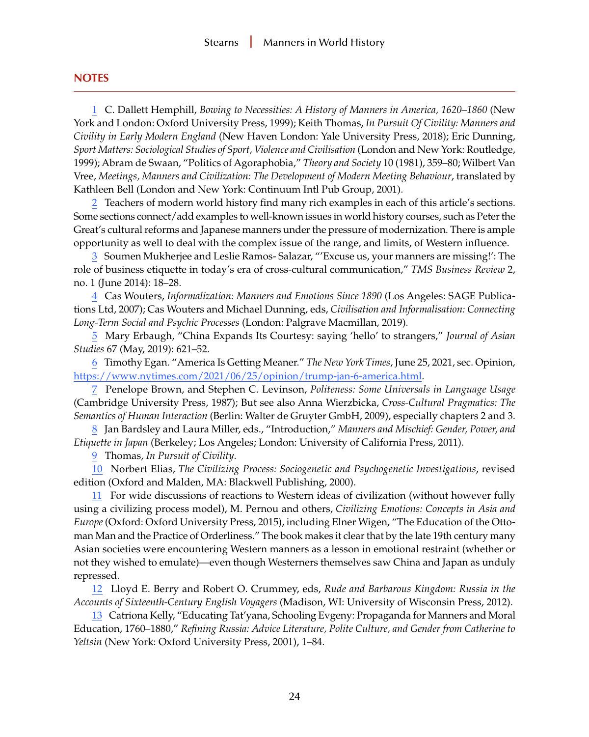## NOTES

1 C. Dallett Hemphill, *Bowing to Necessities: A History of Manners in America, 1620–1860* (New York and London: Oxford University Press, 1999); Keith Thomas, *In Pursuit Of Civility: Manners and Civility in Early Modern England* (New Haven London: Yale University Press, 2018); Eric Dunning, *Sport Matters: Sociological Studies of Sport, Violence and Civilisation* (London and New York: Routledge, 1999); Abram de Swaan, "Politics of Agoraphobia," *Theory and Society* 10 (1981), 359–80; Wilbert Van Vree, *Meetings, Manners and Civilization: The Development of Modern Meeting Behaviour*, translated by Kathleen Bell (London and New York: Continuum Intl Pub Group, 2001).

2 Teachers of modern world history find many rich examples in each of this article's sections. Some sections connect/add examples to well-known issues in world history courses, such as Peter the Great's cultural reforms and Japanese manners under the pressure of modernization. There is ample opportunity as well to deal with the complex issue of the range, and limits, of Western influence.

3 Soumen Mukherjee and Leslie Ramos- Salazar, "'Excuse us, your manners are missing!': The role of business etiquette in today's era of cross-cultural communication," *TMS Business Review* 2, no. 1 (June 2014): 18–28.

4 Cas Wouters, *Informalization: Manners and Emotions Since 1890* (Los Angeles: SAGE Publications Ltd, 2007); Cas Wouters and Michael Dunning, eds, *Civilisation and Informalisation: Connecting Long-Term Social and Psychic Processes* (London: Palgrave Macmillan, 2019).

5 Mary Erbaugh, "China Expands Its Courtesy: saying 'hello' to strangers," *Journal of Asian Studies* 67 (May, 2019): 621–52.

6 Timothy Egan. "America Is Getting Meaner." *The New York Times*, June 25, 2021, sec. Opinion, https://www.nytimes.com/2021/06/25/opinion/trump-jan-6-america.html.

7 Penelope Brown, and Stephen C. Levinson, *Politeness: Some Universals in Language Usage* (Cambridge University Press, 1987); But see also Anna Wierzbicka, *Cross-Cultural Pragmatics: The Semantics of Human Interaction* (Berlin: Walter de Gruyter GmbH, 2009), especially chapters 2 and 3.

8 Jan Bardsley and Laura Miller, eds., "Introduction," *Manners and Mischief: Gender, Power, and Etiquette in Japan* (Berkeley; Los Angeles; London: University of California Press, 2011).

9 Thomas, *In Pursuit of Civility*.

10 Norbert Elias, *The Civilizing Process: Sociogenetic and Psychogenetic Investigations*, revised edition (Oxford and Malden, MA: Blackwell Publishing, 2000).

11 For wide discussions of reactions to Western ideas of civilization (without however fully using a civilizing process model), M. Pernou and others, *Civilizing Emotions: Concepts in Asia and Europe* (Oxford: Oxford University Press, 2015), including Elner Wigen, "The Education of the Ottoman Man and the Practice of Orderliness." The book makes it clear that by the late 19th century many Asian societies were encountering Western manners as a lesson in emotional restraint (whether or not they wished to emulate)—even though Westerners themselves saw China and Japan as unduly repressed.

12 Lloyd E. Berry and Robert O. Crummey, eds, *Rude and Barbarous Kingdom: Russia in the Accounts of Sixteenth-Century English Voyagers* (Madison, WI: University of Wisconsin Press, 2012).

13 Catriona Kelly, "Educating Tat'yana, Schooling Evgeny: Propaganda for Manners and Moral Education, 1760–1880," *Refining Russia: Advice Literature, Polite Culture, and Gender from Catherine to Yeltsin* (New York: Oxford University Press, 2001), 1–84.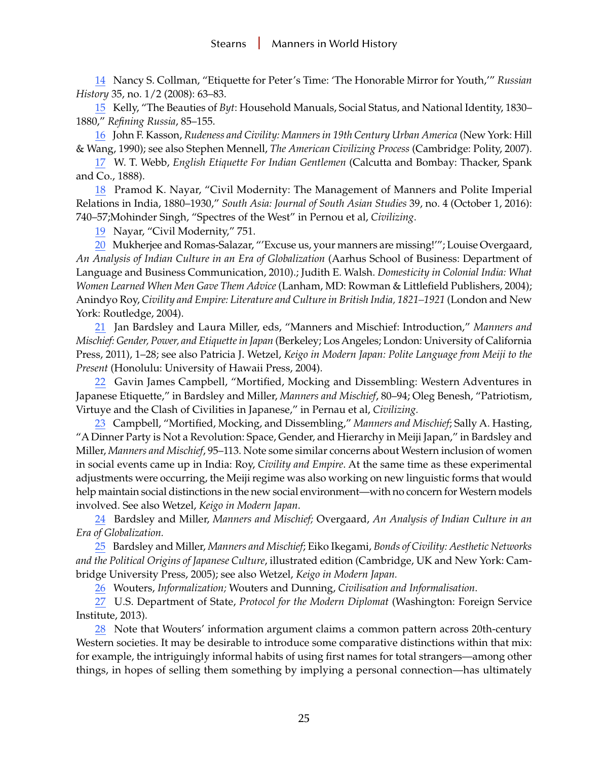14 Nancy S. Collman, "Etiquette for Peter's Time: 'The Honorable Mirror for Youth,'" *Russian History* 35, no. 1/2 (2008): 63–83.

15 Kelly, "The Beauties of *Byt*: Household Manuals, Social Status, and National Identity, 1830–1880," *Refining Russia*, 85–155.

16 John F. Kasson, *Rudeness and Civility: Manners in 19th Century Urban America* (New York: Hill & Wang, 1990); see also Stephen Mennell, *The American Civilizing Process* (Cambridge: Polity, 2007).

17 W. T. Webb, *English Etiquette For Indian Gentlemen* (Calcutta and Bombay: Thacker, Spank and Co., 1888).

18 Pramod K. Nayar, "Civil Modernity: The Management of Manners and Polite Imperial Relations in India, 1880–1930," *South Asia: Journal of South Asian Studies* 39, no. 4 (October 1, 2016): 740–57;Mohinder Singh, "Spectres of the West" in Pernou et al, *Civilizing*.

19 Nayar, "Civil Modernity," 751.

20 Mukherjee and Romas-Salazar, "'Excuse us, your manners are missing!'"; Louise Overgaard, *An Analysis of Indian Culture in an Era of Globalization* (Aarhus School of Business: Department of Language and Business Communication, 2010).; Judith E. Walsh. *Domesticity in Colonial India: What Women Learned When Men Gave Them Advice* (Lanham, MD: Rowman & Littlefield Publishers, 2004); Anindyo Roy, *Civility and Empire: Literature and Culture in British India, 1821–1921* (London and New York: Routledge, 2004).

21 Jan Bardsley and Laura Miller, eds, "Manners and Mischief: Introduction," *Manners and Mischief: Gender, Power, and Etiquette in Japan* (Berkeley; Los Angeles; London: University of California Press, 2011), 1–28; see also Patricia J. Wetzel, *Keigo in Modern Japan: Polite Language from Meiji to the Present* (Honolulu: University of Hawaii Press, 2004).

22 Gavin James Campbell, "Mortified, Mocking and Dissembling: Western Adventures in Japanese Etiquette," in Bardsley and Miller, *Manners and Mischief*, 80–94; Oleg Benesh, "Patriotism, Virtuye and the Clash of Civilities in Japanese," in Pernau et al, *Civilizing.*

23 Campbell, "Mortified, Mocking, and Dissembling," *Manners and Mischief*; Sally A. Hasting, "A Dinner Party is Not a Revolution: Space, Gender, and Hierarchy in Meiji Japan," in Bardsley and Miller, *Manners and Mischief*, 95–113. Note some similar concerns about Western inclusion of women in social events came up in India: Roy, *Civility and Empire*. At the same time as these experimental adjustments were occurring, the Meiji regime was also working on new linguistic forms that would help maintain social distinctions in the new social environment—with no concern for Western models involved. See also Wetzel, *Keigo in Modern Japan*.

24 Bardsley and Miller, *Manners and Mischief;* Overgaard, *An Analysis of Indian Culture in an Era of Globalization.*

25 Bardsley and Miller, *Manners and Mischief*; Eiko Ikegami, *Bonds of Civility: Aesthetic Networks and the Political Origins of Japanese Culture*, illustrated edition (Cambridge, UK and New York: Cambridge University Press, 2005); see also Wetzel, *Keigo in Modern Japan.*

26 Wouters, *Informalization;* Wouters and Dunning, *Civilisation and Informalisation*.

27 U.S. Department of State, *Protocol for the Modern Diplomat* (Washington: Foreign Service Institute, 2013).

28 Note that Wouters' information argument claims a common pattern across 20th-century Western societies. It may be desirable to introduce some comparative distinctions within that mix: for example, the intriguingly informal habits of using first names for total strangers—among other things, in hopes of selling them something by implying a personal connection—has ultimately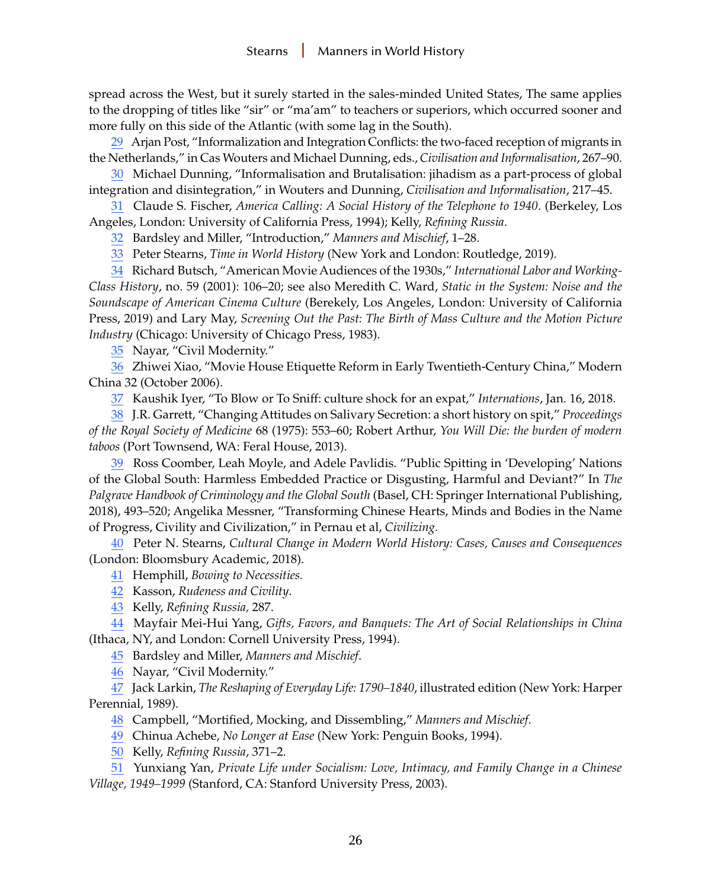spread across the West, but it surely started in the sales-minded United States, The same applies to the dropping of titles like "sir" or "ma'am" to teachers or superiors, which occurred sooner and more fully on this side of the Atlantic (with some lag in the South).

29 Arjan Post, "Informalization and Integration Conflicts: the two-faced reception of migrants in the Netherlands," in Cas Wouters and Michael Dunning, eds., *Civilisation and Informalisation*, 267–90.

30 Michael Dunning, "Informalisation and Brutalisation: jihadism as a part-process of global integration and disintegration," in Wouters and Dunning, *Civilisation and Informalisation*, 217–45.

31 Claude S. Fischer, *America Calling: A Social History of the Telephone to 1940*. (Berkeley, Los Angeles, London: University of California Press, 1994); Kelly, *Refining Russia*.

32 Bardsley and Miller, "Introduction," *Manners and Mischief*, 1–28.

33 Peter Stearns, *Time in World History* (New York and London: Routledge, 2019).

34 Richard Butsch, "American Movie Audiences of the 1930s," *International Labor and Working-Class History*, no. 59 (2001): 106–20; see also Meredith C. Ward, *Static in the System: Noise and the Soundscape of American Cinema Culture* (Berekely, Los Angeles, London: University of California Press, 2019) and Lary May, *Screening Out the Past: The Birth of Mass Culture and the Motion Picture Industry* (Chicago: University of Chicago Press, 1983).

35 Nayar, "Civil Modernity."

36 Zhiwei Xiao, "Movie House Etiquette Reform in Early Twentieth-Century China," Modern China 32 (October 2006).

37 Kaushik Iyer, "To Blow or To Sniff: culture shock for an expat," *Internations*, Jan. 16, 2018.

38 J.R. Garrett, "Changing Attitudes on Salivary Secretion: a short history on spit," *Proceedings of the Royal Society of Medicine* 68 (1975): 553–60; Robert Arthur, *You Will Die: the burden of modern taboos* (Port Townsend, WA: Feral House, 2013).

39 Ross Coomber, Leah Moyle, and Adele Pavlidis. "Public Spitting in 'Developing' Nations of the Global South: Harmless Embedded Practice or Disgusting, Harmful and Deviant?" In *The Palgrave Handbook of Criminology and the Global South* (Basel, CH: Springer International Publishing, 2018), 493–520; Angelika Messner, "Transforming Chinese Hearts, Minds and Bodies in the Name of Progress, Civility and Civilization," in Pernau et al, *Civilizing.*

40 Peter N. Stearns, *Cultural Change in Modern World History: Cases, Causes and Consequences* (London: Bloomsbury Academic, 2018).

41 Hemphill, *Bowing to Necessities.*

42 Kasson, *Rudeness and Civility.*

43 Kelly, *Refining Russia,* 287.

44 Mayfair Mei-Hui Yang, *Gifts, Favors, and Banquets: The Art of Social Relationships in China* (Ithaca, NY, and London: Cornell University Press, 1994).

45 Bardsley and Miller, *Manners and Mischief.*

46 Nayar, "Civil Modernity."

47 Jack Larkin, *The Reshaping of Everyday Life: 1790–1840*, illustrated edition (New York: Harper Perennial, 1989).

48 Campbell, "Mortified, Mocking, and Dissembling," *Manners and Mischief.*

49 Chinua Achebe, *No Longer at Ease* (New York: Penguin Books, 1994).

50 Kelly, *Refining Russia*, 371–2.

51 Yunxiang Yan, *Private Life under Socialism: Love, Intimacy, and Family Change in a Chinese Village, 1949–1999* (Stanford, CA: Stanford University Press, 2003).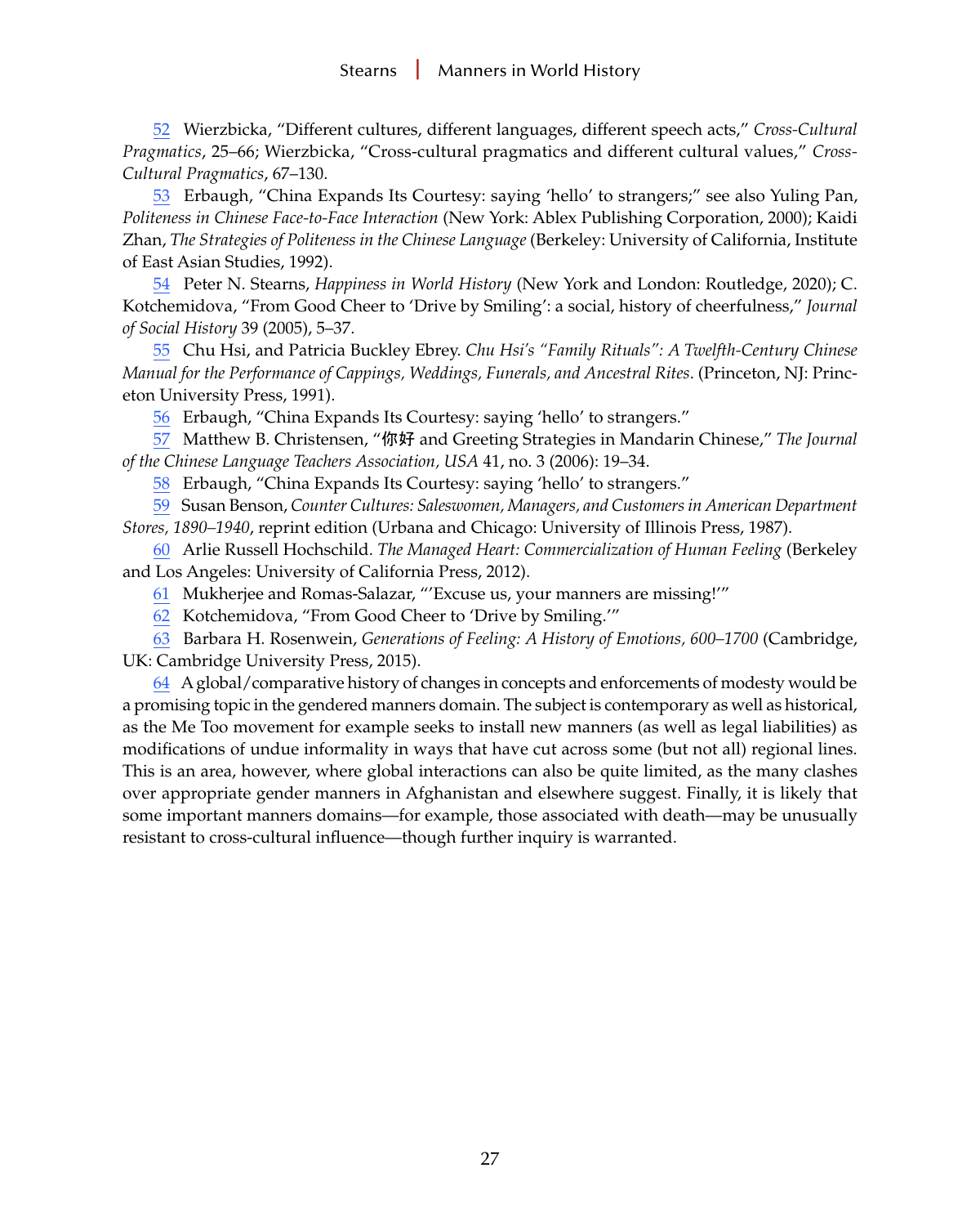52 Wierzbicka, "Different cultures, different languages, different speech acts," *Cross-Cultural Pragmatics*, 25–66; Wierzbicka, "Cross-cultural pragmatics and different cultural values," *Cross-Cultural Pragmatics*, 67–130.

53 Erbaugh, "China Expands Its Courtesy: saying 'hello' to strangers;" see also Yuling Pan, *Politeness in Chinese Face-to-Face Interaction* (New York: Ablex Publishing Corporation, 2000); Kaidi Zhan, *The Strategies of Politeness in the Chinese Language* (Berkeley: University of California, Institute of East Asian Studies, 1992).

54 Peter N. Stearns, *Happiness in World History* (New York and London: Routledge, 2020); C. Kotchemidova, "From Good Cheer to 'Drive by Smiling': a social, history of cheerfulness," *Journal of Social History* 39 (2005), 5–37.

55 Chu Hsi, and Patricia Buckley Ebrey. *Chu Hsi's "Family Rituals": A Twelfth-Century Chinese Manual for the Performance of Cappings, Weddings, Funerals, and Ancestral Rites*. (Princeton, NJ: Princeton University Press, 1991).

56 Erbaugh, "China Expands Its Courtesy: saying 'hello' to strangers."

57 Matthew B. Christensen, "你好 and Greeting Strategies in Mandarin Chinese," *The Journal of the Chinese Language Teachers Association, USA* 41, no. 3 (2006): 19–34.

58 Erbaugh, "China Expands Its Courtesy: saying 'hello' to strangers."

59 Susan Benson, *Counter Cultures: Saleswomen, Managers, and Customers in American Department Stores, 1890–1940*, reprint edition (Urbana and Chicago: University of Illinois Press, 1987).

60 Arlie Russell Hochschild. *The Managed Heart: Commercialization of Human Feeling* (Berkeley and Los Angeles: University of California Press, 2012).

61 Mukherjee and Romas-Salazar, "'Excuse us, your manners are missing!'"

62 Kotchemidova, "From Good Cheer to 'Drive by Smiling.'"

63 Barbara H. Rosenwein, *Generations of Feeling: A History of Emotions, 600–1700* (Cambridge, UK: Cambridge University Press, 2015).

64 A global/comparative history of changes in concepts and enforcements of modesty would be a promising topic in the gendered manners domain. The subject is contemporary as well as historical, as the Me Too movement for example seeks to install new manners (as well as legal liabilities) as modifications of undue informality in ways that have cut across some (but not all) regional lines. This is an area, however, where global interactions can also be quite limited, as the many clashes over appropriate gender manners in Afghanistan and elsewhere suggest. Finally, it is likely that some important manners domains—for example, those associated with death—may be unusually resistant to cross-cultural influence—though further inquiry is warranted.